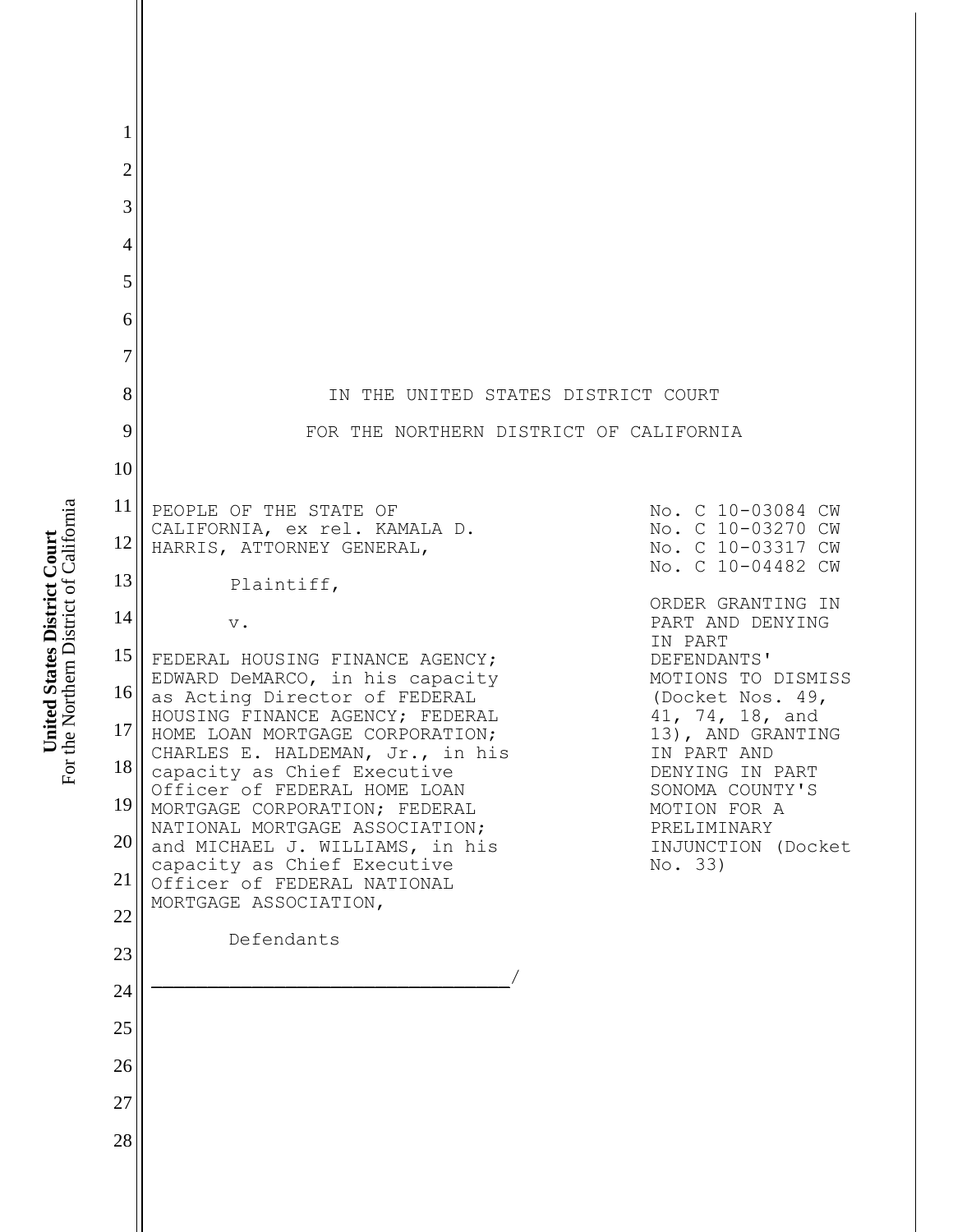IN THE UNITED STATES DISTRICT COURT

FOR THE NORTHERN DISTRICT OF CALIFORNIA

PEOPLE OF THE STATE OF CALIFORNIA, ex rel. KAMALA D. HARRIS, ATTORNEY GENERAL,

Plaintiff,

v.

FEDERAL HOUSING FINANCE AGENCY; EDWARD DeMARCO, in his capacity as Acting Director of FEDERAL HOUSING FINANCE AGENCY; FEDERAL HOME LOAN MORTGAGE CORPORATION; CHARLES E. HALDEMAN, Jr., in his capacity as Chief Executive Officer of FEDERAL HOME LOAN MORTGAGE CORPORATION; FEDERAL NATIONAL MORTGAGE ASSOCIATION; and MICHAEL J. WILLIAMS, in his capacity as Chief Executive Officer of FEDERAL NATIONAL MORTGAGE ASSOCIATION,

Defendants

________________________________/

No. C 10-03084 CW
No. C 10-03270 CW
No. C 10-03317 CW
No. C 10-04482 CW

ORDER GRANTING IN PART AND DENYING IN PART DEFENDANTS' MOTIONS TO DISMISS (Docket Nos. 49, 41, 74, 18, and 13), AND GRANTING IN PART AND DENYING IN PART SONOMA COUNTY'S MOTION FOR A PRELIMINARY INJUNCTION (Docket No. 33)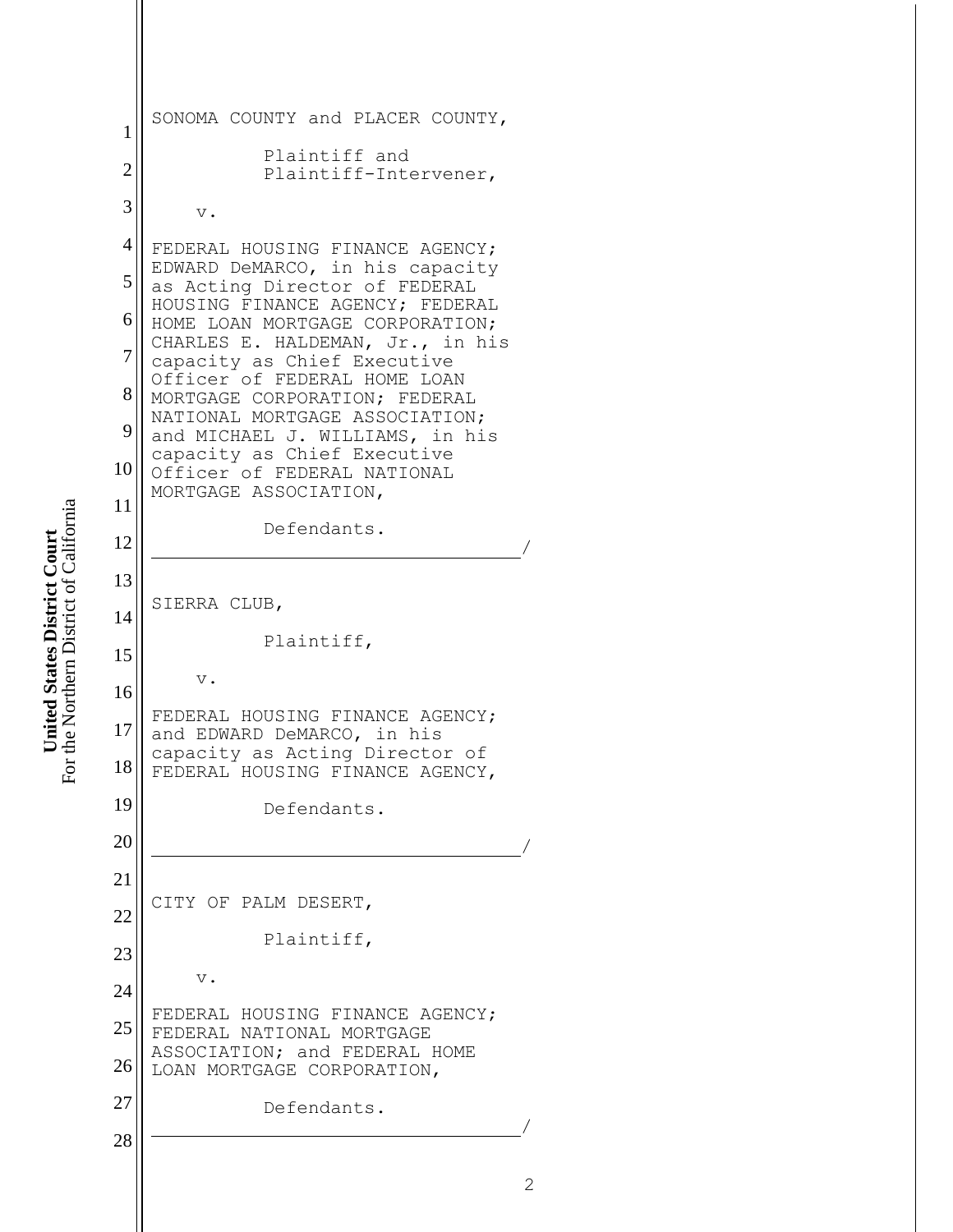SONOMA COUNTY and PLACER COUNTY,

Plaintiff and
Plaintiff-Intervener,

v.

FEDERAL HOUSING FINANCE AGENCY; EDWARD DeMARCO, in his capacity as Acting Director of FEDERAL HOUSING FINANCE AGENCY; FEDERAL HOME LOAN MORTGAGE CORPORATION; CHARLES E. HALDEMAN, Jr., in his capacity as Chief Executive Officer of FEDERAL HOME LOAN MORTGAGE CORPORATION; FEDERAL NATIONAL MORTGAGE ASSOCIATION; and MICHAEL J. WILLIAMS, in his capacity as Chief Executive Officer of FEDERAL NATIONAL MORTGAGE ASSOCIATION,

Defendants.
\_\_\_\_\_\_\_\_\_\_\_\_\_\_\_\_\_\_\_\_\_\_\_\_\_\_\_\_\_\_\_\_/

SIERRA CLUB,

Plaintiff,

v.

FEDERAL HOUSING FINANCE AGENCY; and EDWARD DeMARCO, in his capacity as Acting Director of FEDERAL HOUSING FINANCE AGENCY,

Defendants.
\_\_\_\_\_\_\_\_\_\_\_\_\_\_\_\_\_\_\_\_\_\_\_\_\_\_\_\_\_\_\_\_/

CITY OF PALM DESERT,

Plaintiff,

v.

FEDERAL HOUSING FINANCE AGENCY; FEDERAL NATIONAL MORTGAGE ASSOCIATION; and FEDERAL HOME LOAN MORTGAGE CORPORATION,

Defendants.
\_\_\_\_\_\_\_\_\_\_\_\_\_\_\_\_\_\_\_\_\_\_\_\_\_\_\_\_\_\_\_\_/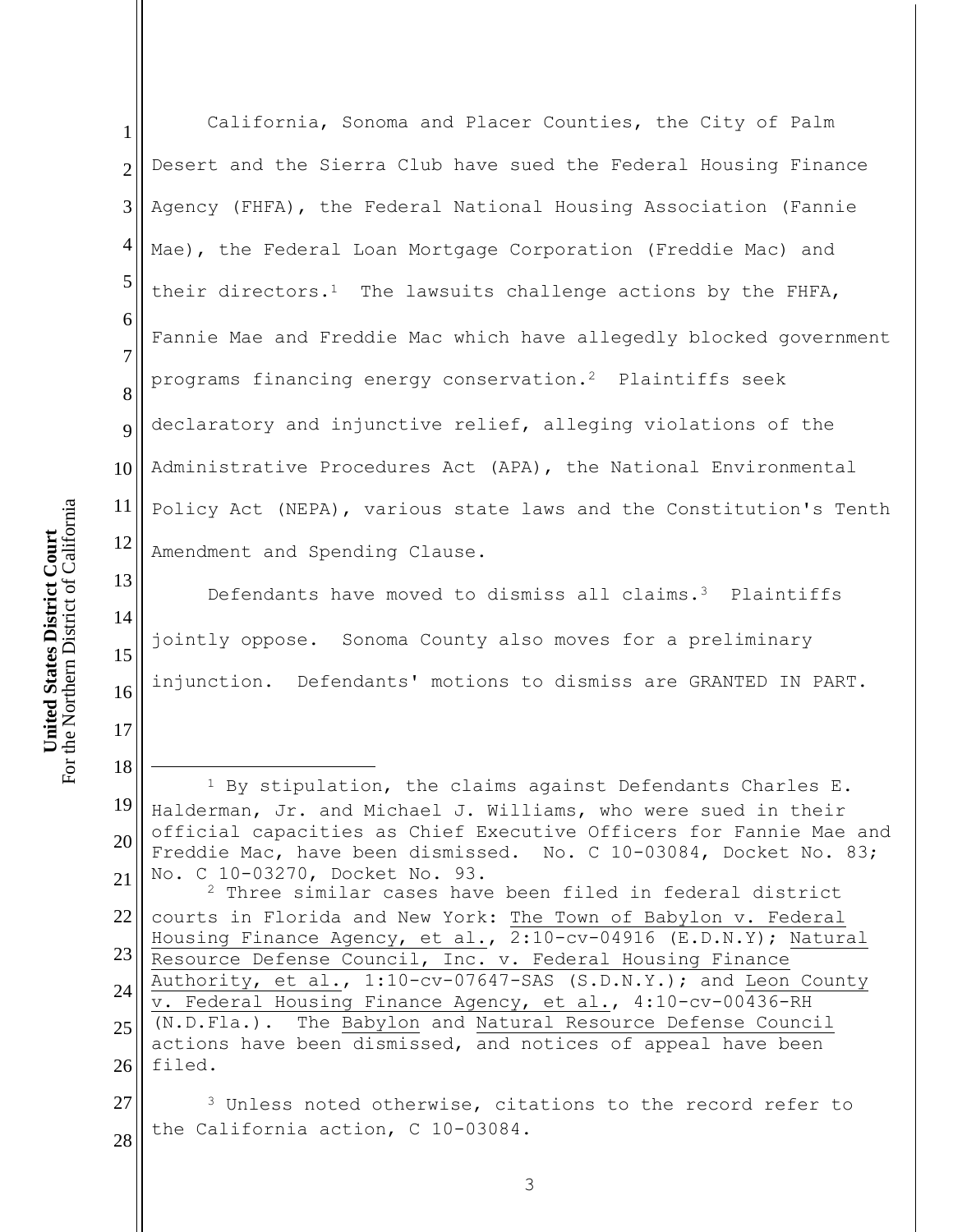California, Sonoma and Placer Counties, the City of Palm Desert and the Sierra Club have sued the Federal Housing Finance Agency (FHFA), the Federal National Housing Association (Fannie Mae), the Federal Loan Mortgage Corporation (Freddie Mac) and their directors.[1] The lawsuits challenge actions by the FHFA, Fannie Mae and Freddie Mac which have allegedly blocked government programs financing energy conservation.[2] Plaintiffs seek declaratory and injunctive relief, alleging violations of the Administrative Procedures Act (APA), the National Environmental Policy Act (NEPA), various state laws and the Constitution's Tenth Amendment and Spending Clause.

Defendants have moved to dismiss all claims.[3] Plaintiffs jointly oppose. Sonoma County also moves for a preliminary injunction. Defendants' motions to dismiss are GRANTED IN PART.

---

[1] By stipulation, the claims against Defendants Charles E. Halderman, Jr. and Michael J. Williams, who were sued in their official capacities as Chief Executive Officers for Fannie Mae and Freddie Mac, have been dismissed. No. C 10-03084, Docket No. 83; No. C 10-03270, Docket No. 93.

[2] Three similar cases have been filed in federal district courts in Florida and New York: The Town of Babylon v. Federal Housing Finance Agency, et al., 2:10-cv-04916 (E.D.N.Y); Natural Resource Defense Council, Inc. v. Federal Housing Finance Authority, et al., 1:10-cv-07647-SAS (S.D.N.Y.); and Leon County v. Federal Housing Finance Agency, et al., 4:10-cv-00436-RH (N.D.Fla.). The Babylon and Natural Resource Defense Council actions have been dismissed, and notices of appeal have been filed.

[3] Unless noted otherwise, citations to the record refer to the California action, C 10-03084.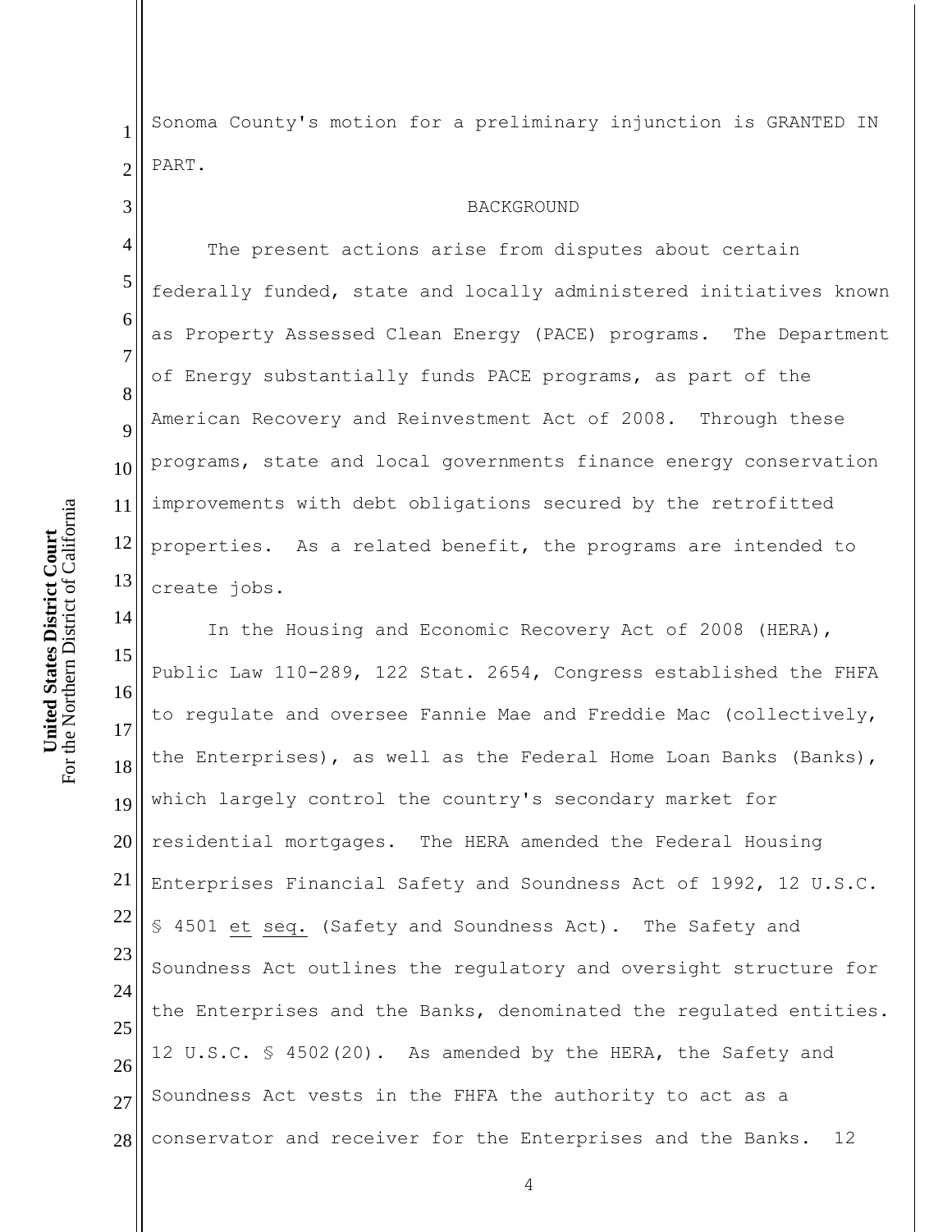Sonoma County's motion for a preliminary injunction is GRANTED IN PART.

## BACKGROUND

The present actions arise from disputes about certain federally funded, state and locally administered initiatives known as Property Assessed Clean Energy (PACE) programs. The Department of Energy substantially funds PACE programs, as part of the American Recovery and Reinvestment Act of 2008. Through these programs, state and local governments finance energy conservation improvements with debt obligations secured by the retrofitted properties. As a related benefit, the programs are intended to create jobs.

In the Housing and Economic Recovery Act of 2008 (HERA), Public Law 110-289, 122 Stat. 2654, Congress established the FHFA to regulate and oversee Fannie Mae and Freddie Mac (collectively, the Enterprises), as well as the Federal Home Loan Banks (Banks), which largely control the country's secondary market for residential mortgages. The HERA amended the Federal Housing Enterprises Financial Safety and Soundness Act of 1992, 12 U.S.C. § 4501 et seq. (Safety and Soundness Act). The Safety and Soundness Act outlines the regulatory and oversight structure for the Enterprises and the Banks, denominated the regulated entities. 12 U.S.C. § 4502(20). As amended by the HERA, the Safety and Soundness Act vests in the FHFA the authority to act as a conservator and receiver for the Enterprises and the Banks. 12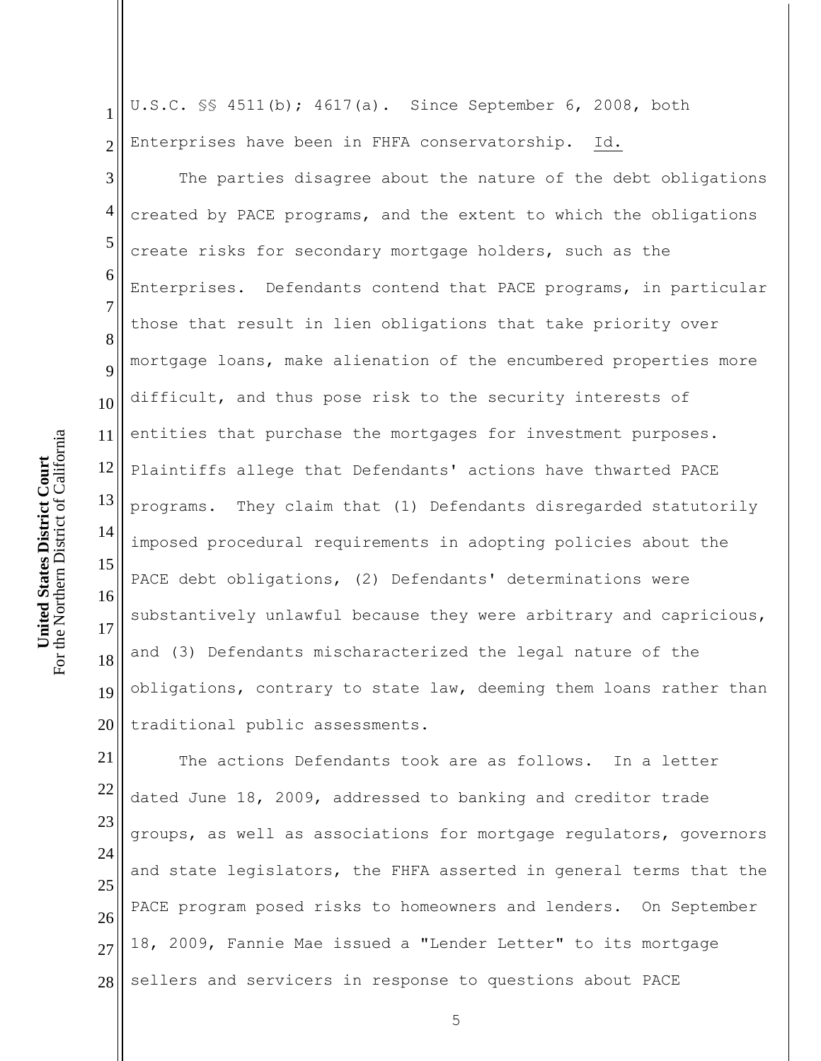U.S.C. §§ 4511(b); 4617(a). Since September 6, 2008, both Enterprises have been in FHFA conservatorship. Id.

The parties disagree about the nature of the debt obligations created by PACE programs, and the extent to which the obligations create risks for secondary mortgage holders, such as the Enterprises. Defendants contend that PACE programs, in particular those that result in lien obligations that take priority over mortgage loans, make alienation of the encumbered properties more difficult, and thus pose risk to the security interests of entities that purchase the mortgages for investment purposes. Plaintiffs allege that Defendants' actions have thwarted PACE programs. They claim that (1) Defendants disregarded statutorily imposed procedural requirements in adopting policies about the PACE debt obligations, (2) Defendants' determinations were substantively unlawful because they were arbitrary and capricious, and (3) Defendants mischaracterized the legal nature of the obligations, contrary to state law, deeming them loans rather than traditional public assessments.

The actions Defendants took are as follows. In a letter dated June 18, 2009, addressed to banking and creditor trade groups, as well as associations for mortgage regulators, governors and state legislators, the FHFA asserted in general terms that the PACE program posed risks to homeowners and lenders. On September 18, 2009, Fannie Mae issued a "Lender Letter" to its mortgage sellers and servicers in response to questions about PACE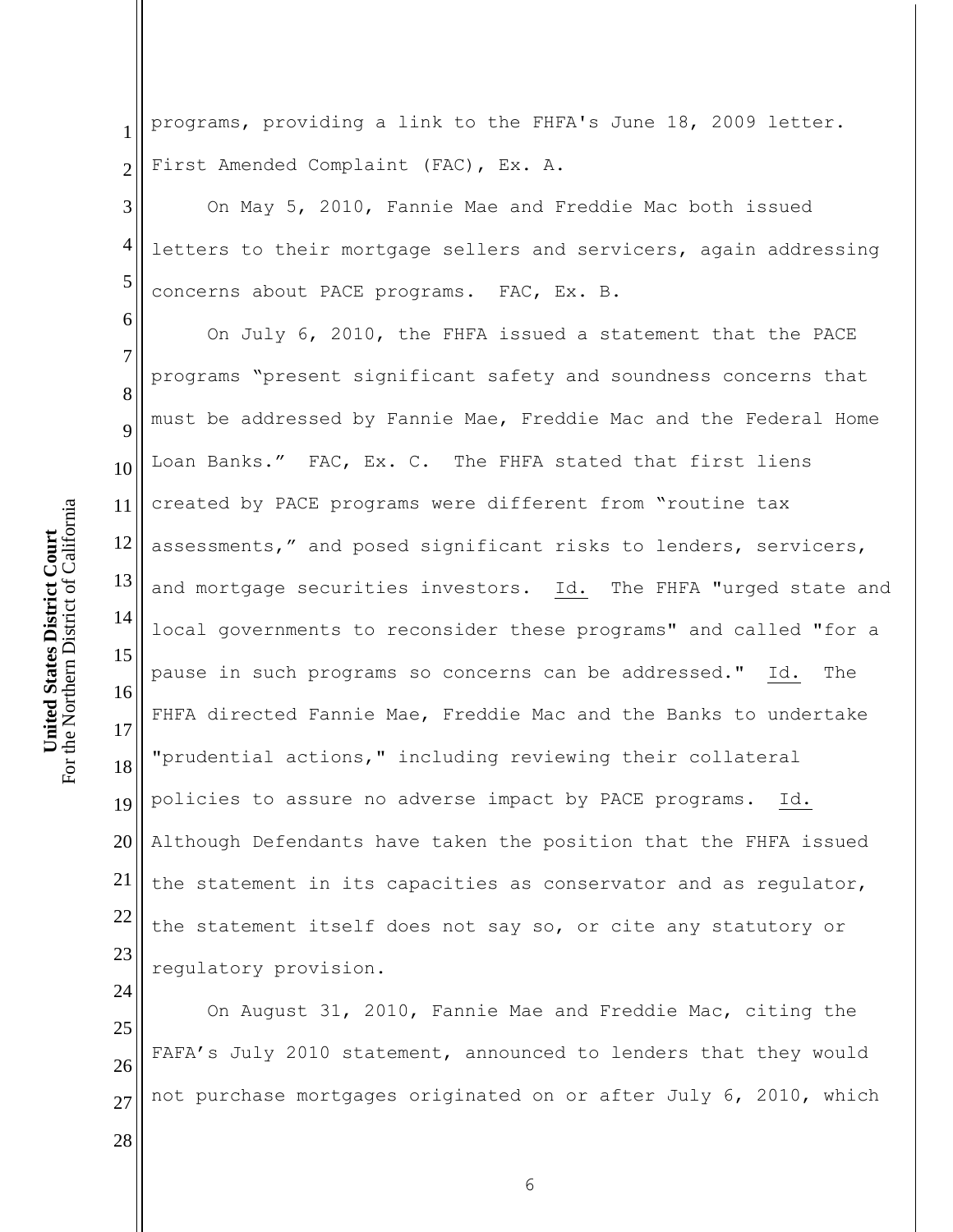programs, providing a link to the FHFA's June 18, 2009 letter. First Amended Complaint (FAC), Ex. A.

On May 5, 2010, Fannie Mae and Freddie Mac both issued letters to their mortgage sellers and servicers, again addressing concerns about PACE programs. FAC, Ex. B.

On July 6, 2010, the FHFA issued a statement that the PACE programs "present significant safety and soundness concerns that must be addressed by Fannie Mae, Freddie Mac and the Federal Home Loan Banks." FAC, Ex. C. The FHFA stated that first liens created by PACE programs were different from "routine tax assessments," and posed significant risks to lenders, servicers, and mortgage securities investors. Id. The FHFA "urged state and local governments to reconsider these programs" and called "for a pause in such programs so concerns can be addressed." Id. The FHFA directed Fannie Mae, Freddie Mac and the Banks to undertake "prudential actions," including reviewing their collateral policies to assure no adverse impact by PACE programs. Id. Although Defendants have taken the position that the FHFA issued the statement in its capacities as conservator and as regulator, the statement itself does not say so, or cite any statutory or regulatory provision.

On August 31, 2010, Fannie Mae and Freddie Mac, citing the FAFA's July 2010 statement, announced to lenders that they would not purchase mortgages originated on or after July 6, 2010, which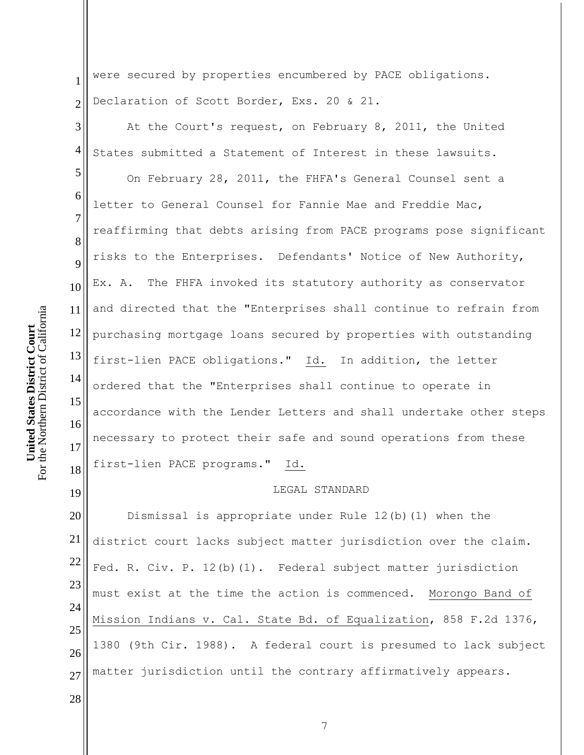were secured by properties encumbered by PACE obligations. Declaration of Scott Border, Exs. 20 & 21.

At the Court's request, on February 8, 2011, the United States submitted a Statement of Interest in these lawsuits.

On February 28, 2011, the FHFA's General Counsel sent a letter to General Counsel for Fannie Mae and Freddie Mac, reaffirming that debts arising from PACE programs pose significant risks to the Enterprises. Defendants' Notice of New Authority, Ex. A. The FHFA invoked its statutory authority as conservator and directed that the "Enterprises shall continue to refrain from purchasing mortgage loans secured by properties with outstanding first-lien PACE obligations." Id. In addition, the letter ordered that the "Enterprises shall continue to operate in accordance with the Lender Letters and shall undertake other steps necessary to protect their safe and sound operations from these first-lien PACE programs." Id.

## LEGAL STANDARD

Dismissal is appropriate under Rule 12(b)(1) when the district court lacks subject matter jurisdiction over the claim. Fed. R. Civ. P. 12(b)(1). Federal subject matter jurisdiction must exist at the time the action is commenced. Morongo Band of Mission Indians v. Cal. State Bd. of Equalization, 858 F.2d 1376, 1380 (9th Cir. 1988). A federal court is presumed to lack subject matter jurisdiction until the contrary affirmatively appears.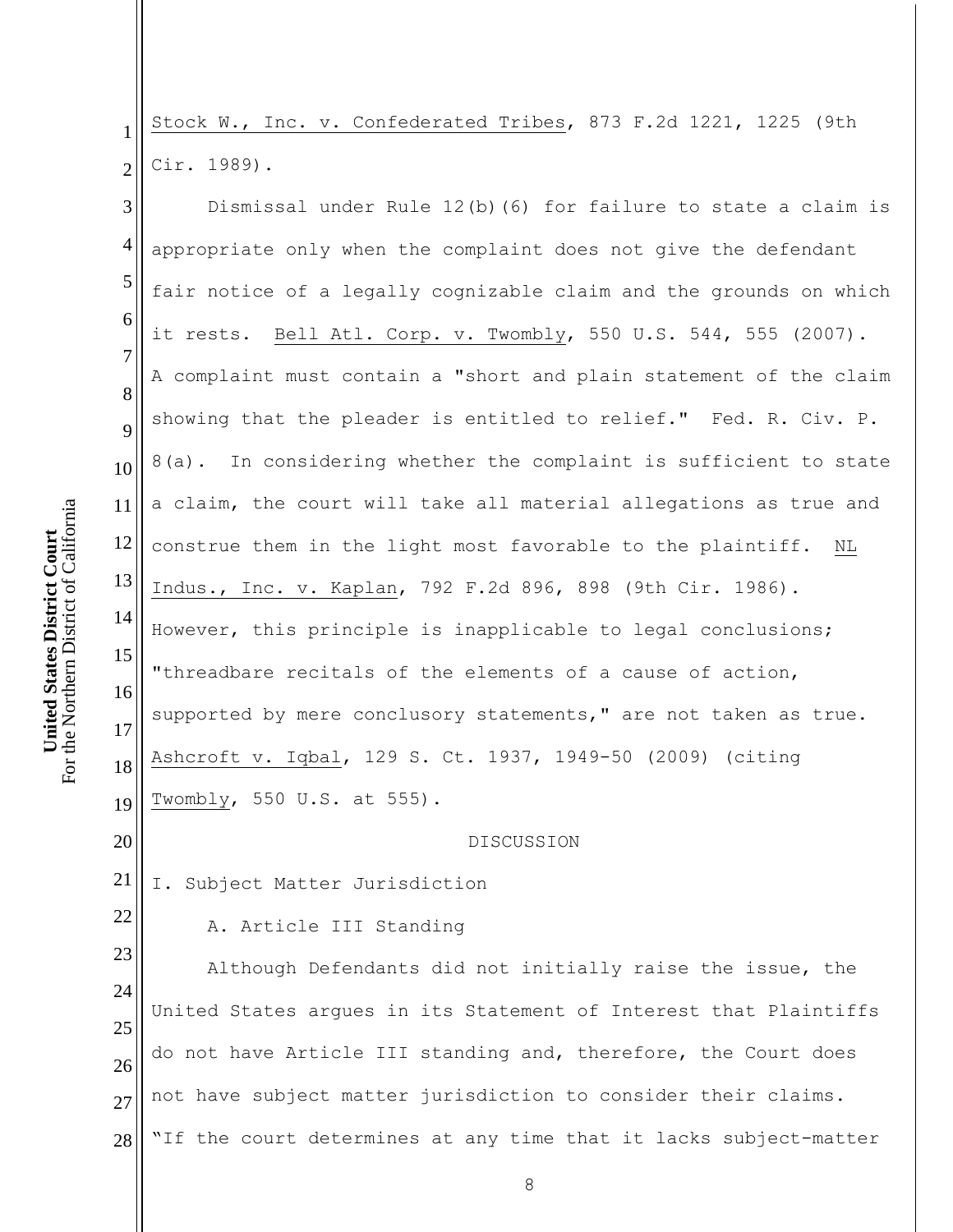Stock W., Inc. v. Confederated Tribes, 873 F.2d 1221, 1225 (9th Cir. 1989).

Dismissal under Rule 12(b)(6) for failure to state a claim is appropriate only when the complaint does not give the defendant fair notice of a legally cognizable claim and the grounds on which it rests. Bell Atl. Corp. v. Twombly, 550 U.S. 544, 555 (2007). A complaint must contain a "short and plain statement of the claim showing that the pleader is entitled to relief." Fed. R. Civ. P. 8(a). In considering whether the complaint is sufficient to state a claim, the court will take all material allegations as true and construe them in the light most favorable to the plaintiff. NL Indus., Inc. v. Kaplan, 792 F.2d 896, 898 (9th Cir. 1986). However, this principle is inapplicable to legal conclusions; "threadbare recitals of the elements of a cause of action, supported by mere conclusory statements," are not taken as true. Ashcroft v. Iqbal, 129 S. Ct. 1937, 1949-50 (2009) (citing Twombly, 550 U.S. at 555).

## DISCUSSION

### I. Subject Matter Jurisdiction

#### A. Article III Standing

Although Defendants did not initially raise the issue, the United States argues in its Statement of Interest that Plaintiffs do not have Article III standing and, therefore, the Court does not have subject matter jurisdiction to consider their claims. "If the court determines at any time that it lacks subject-matter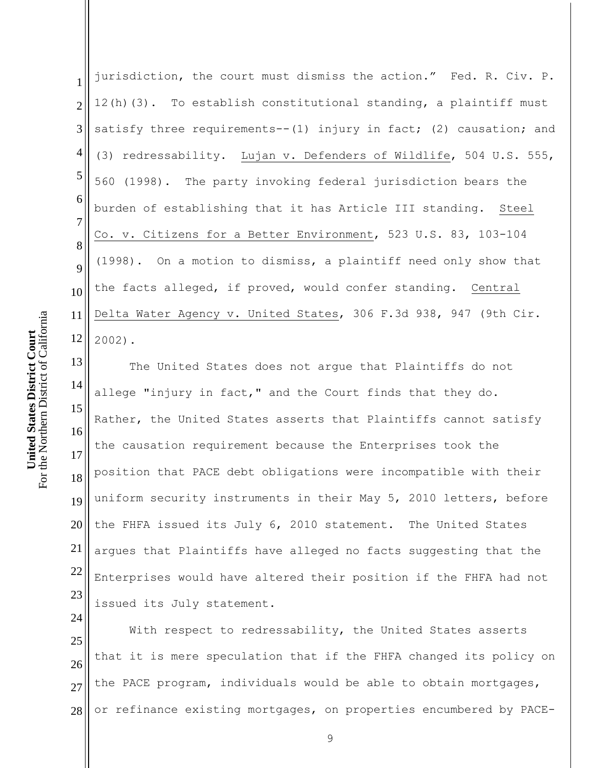jurisdiction, the court must dismiss the action." Fed. R. Civ. P. 12(h)(3). To establish constitutional standing, a plaintiff must satisfy three requirements--(1) injury in fact; (2) causation; and (3) redressability. Lujan v. Defenders of Wildlife, 504 U.S. 555, 560 (1998). The party invoking federal jurisdiction bears the burden of establishing that it has Article III standing. Steel Co. v. Citizens for a Better Environment, 523 U.S. 83, 103-104 (1998). On a motion to dismiss, a plaintiff need only show that the facts alleged, if proved, would confer standing. Central Delta Water Agency v. United States, 306 F.3d 938, 947 (9th Cir. 2002).

The United States does not argue that Plaintiffs do not allege "injury in fact," and the Court finds that they do. Rather, the United States asserts that Plaintiffs cannot satisfy the causation requirement because the Enterprises took the position that PACE debt obligations were incompatible with their uniform security instruments in their May 5, 2010 letters, before the FHFA issued its July 6, 2010 statement. The United States argues that Plaintiffs have alleged no facts suggesting that the Enterprises would have altered their position if the FHFA had not issued its July statement.

With respect to redressability, the United States asserts that it is mere speculation that if the FHFA changed its policy on the PACE program, individuals would be able to obtain mortgages, or refinance existing mortgages, on properties encumbered by PACE-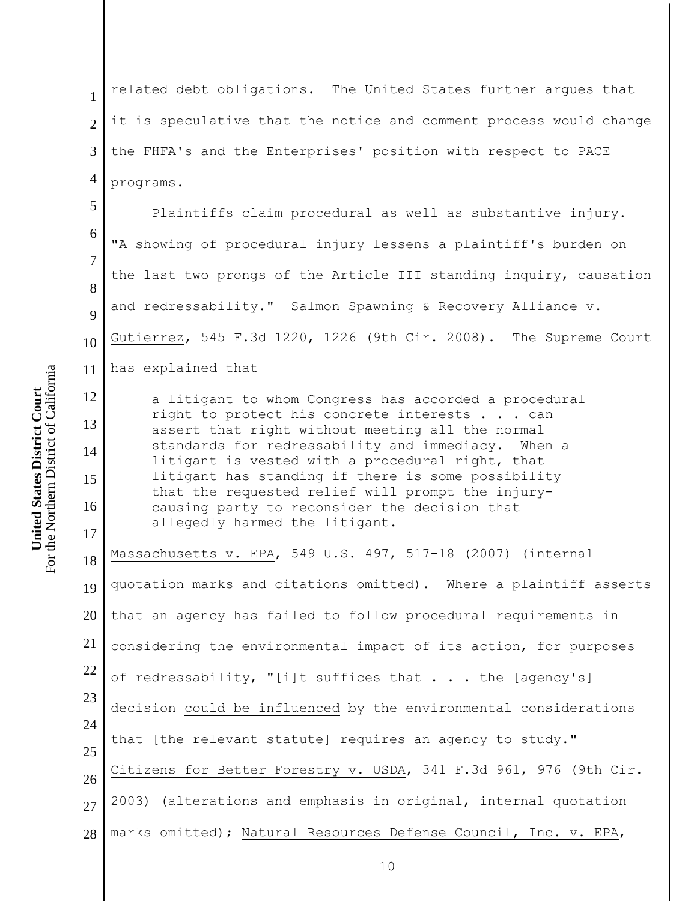related debt obligations. The United States further argues that it is speculative that the notice and comment process would change the FHFA's and the Enterprises' position with respect to PACE programs.

Plaintiffs claim procedural as well as substantive injury. "A showing of procedural injury lessens a plaintiff's burden on the last two prongs of the Article III standing inquiry, causation and redressability." Salmon Spawning & Recovery Alliance v. Gutierrez, 545 F.3d 1220, 1226 (9th Cir. 2008). The Supreme Court has explained that

> a litigant to whom Congress has accorded a procedural right to protect his concrete interests . . . can assert that right without meeting all the normal standards for redressability and immediacy. When a litigant is vested with a procedural right, that litigant has standing if there is some possibility that the requested relief will prompt the injury-causing party to reconsider the decision that allegedly harmed the litigant.

Massachusetts v. EPA, 549 U.S. 497, 517-18 (2007) (internal quotation marks and citations omitted). Where a plaintiff asserts that an agency has failed to follow procedural requirements in considering the environmental impact of its action, for purposes of redressability, "[i]t suffices that . . . the [agency's] decision could be influenced by the environmental considerations that [the relevant statute] requires an agency to study." Citizens for Better Forestry v. USDA, 341 F.3d 961, 976 (9th Cir. 2003) (alterations and emphasis in original, internal quotation marks omitted); Natural Resources Defense Council, Inc. v. EPA,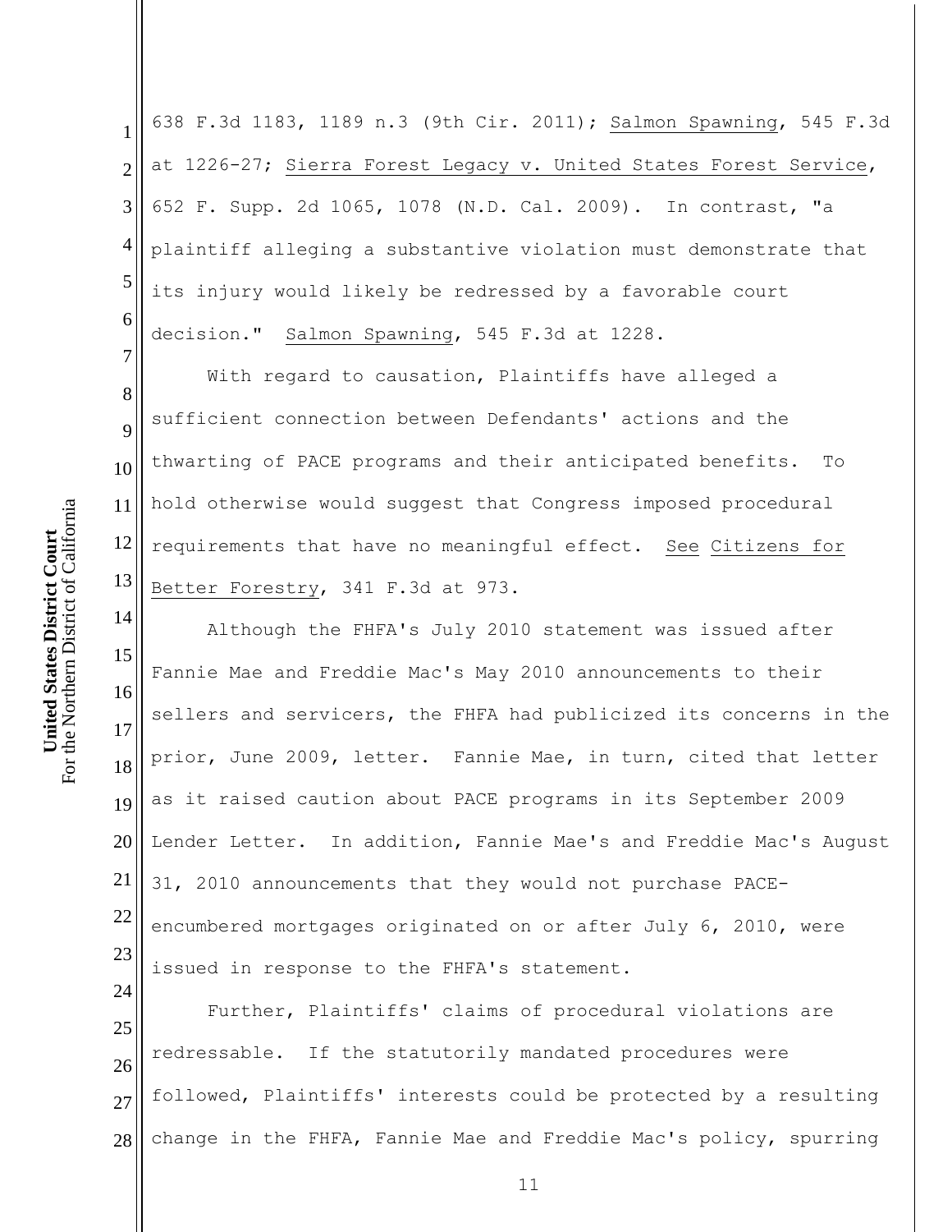638 F.3d 1183, 1189 n.3 (9th Cir. 2011); Salmon Spawning, 545 F.3d at 1226-27; Sierra Forest Legacy v. United States Forest Service, 652 F. Supp. 2d 1065, 1078 (N.D. Cal. 2009). In contrast, "a plaintiff alleging a substantive violation must demonstrate that its injury would likely be redressed by a favorable court decision." Salmon Spawning, 545 F.3d at 1228.

With regard to causation, Plaintiffs have alleged a sufficient connection between Defendants' actions and the thwarting of PACE programs and their anticipated benefits. To hold otherwise would suggest that Congress imposed procedural requirements that have no meaningful effect. See Citizens for Better Forestry, 341 F.3d at 973.

Although the FHFA's July 2010 statement was issued after Fannie Mae and Freddie Mac's May 2010 announcements to their sellers and servicers, the FHFA had publicized its concerns in the prior, June 2009, letter. Fannie Mae, in turn, cited that letter as it raised caution about PACE programs in its September 2009 Lender Letter. In addition, Fannie Mae's and Freddie Mac's August 31, 2010 announcements that they would not purchase PACE-encumbered mortgages originated on or after July 6, 2010, were issued in response to the FHFA's statement.

Further, Plaintiffs' claims of procedural violations are redressable. If the statutorily mandated procedures were followed, Plaintiffs' interests could be protected by a resulting change in the FHFA, Fannie Mae and Freddie Mac's policy, spurring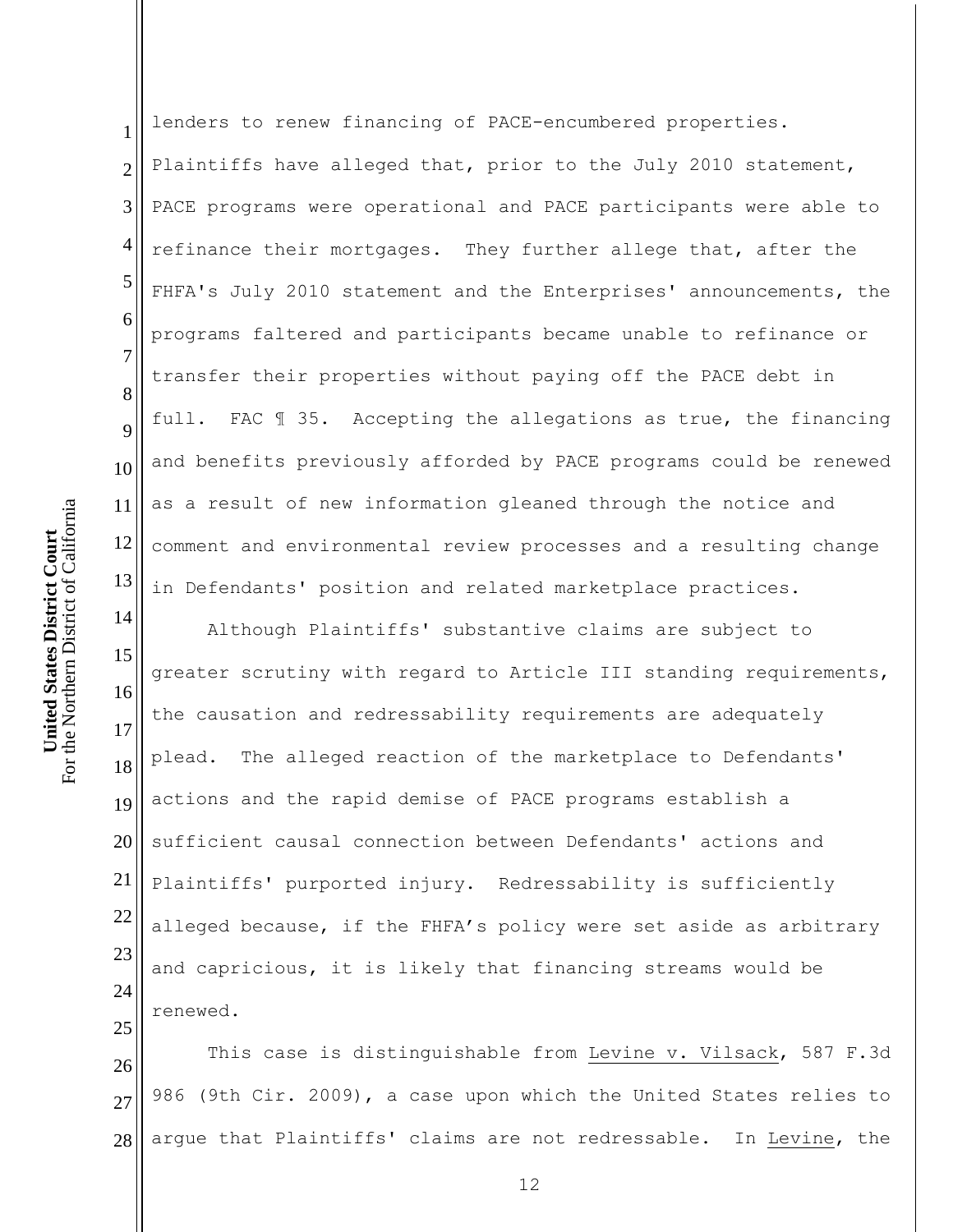lenders to renew financing of PACE-encumbered properties. Plaintiffs have alleged that, prior to the July 2010 statement, PACE programs were operational and PACE participants were able to refinance their mortgages. They further allege that, after the FHFA's July 2010 statement and the Enterprises' announcements, the programs faltered and participants became unable to refinance or transfer their properties without paying off the PACE debt in full. FAC ¶ 35. Accepting the allegations as true, the financing and benefits previously afforded by PACE programs could be renewed as a result of new information gleaned through the notice and comment and environmental review processes and a resulting change in Defendants' position and related marketplace practices.

Although Plaintiffs' substantive claims are subject to greater scrutiny with regard to Article III standing requirements, the causation and redressability requirements are adequately plead. The alleged reaction of the marketplace to Defendants' actions and the rapid demise of PACE programs establish a sufficient causal connection between Defendants' actions and Plaintiffs' purported injury. Redressability is sufficiently alleged because, if the FHFA's policy were set aside as arbitrary and capricious, it is likely that financing streams would be renewed.

This case is distinguishable from Levine v. Vilsack, 587 F.3d 986 (9th Cir. 2009), a case upon which the United States relies to argue that Plaintiffs' claims are not redressable. In Levine, the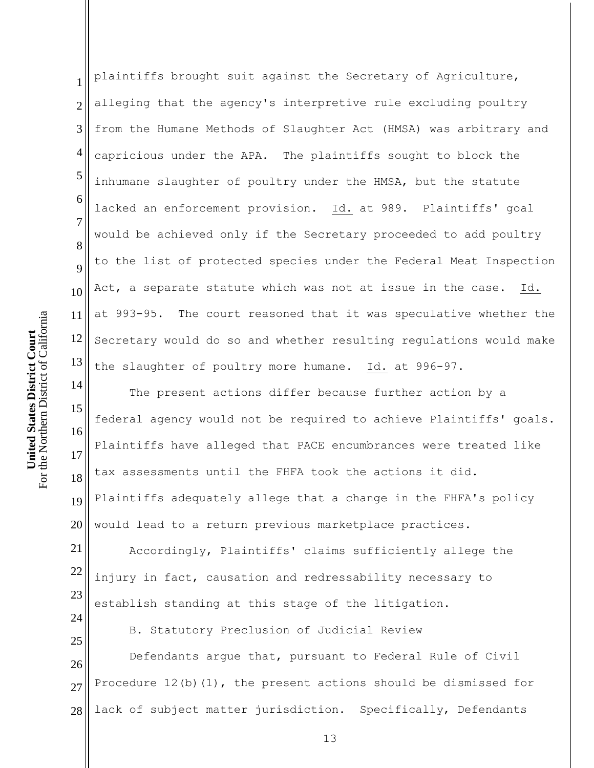plaintiffs brought suit against the Secretary of Agriculture, alleging that the agency's interpretive rule excluding poultry from the Humane Methods of Slaughter Act (HMSA) was arbitrary and capricious under the APA. The plaintiffs sought to block the inhumane slaughter of poultry under the HMSA, but the statute lacked an enforcement provision. Id. at 989. Plaintiffs' goal would be achieved only if the Secretary proceeded to add poultry to the list of protected species under the Federal Meat Inspection Act, a separate statute which was not at issue in the case. Id. at 993-95. The court reasoned that it was speculative whether the Secretary would do so and whether resulting regulations would make the slaughter of poultry more humane. Id. at 996-97.

The present actions differ because further action by a federal agency would not be required to achieve Plaintiffs' goals. Plaintiffs have alleged that PACE encumbrances were treated like tax assessments until the FHFA took the actions it did. Plaintiffs adequately allege that a change in the FHFA's policy would lead to a return previous marketplace practices.

Accordingly, Plaintiffs' claims sufficiently allege the injury in fact, causation and redressability necessary to establish standing at this stage of the litigation.

B. Statutory Preclusion of Judicial Review

Defendants argue that, pursuant to Federal Rule of Civil Procedure 12(b)(1), the present actions should be dismissed for lack of subject matter jurisdiction. Specifically, Defendants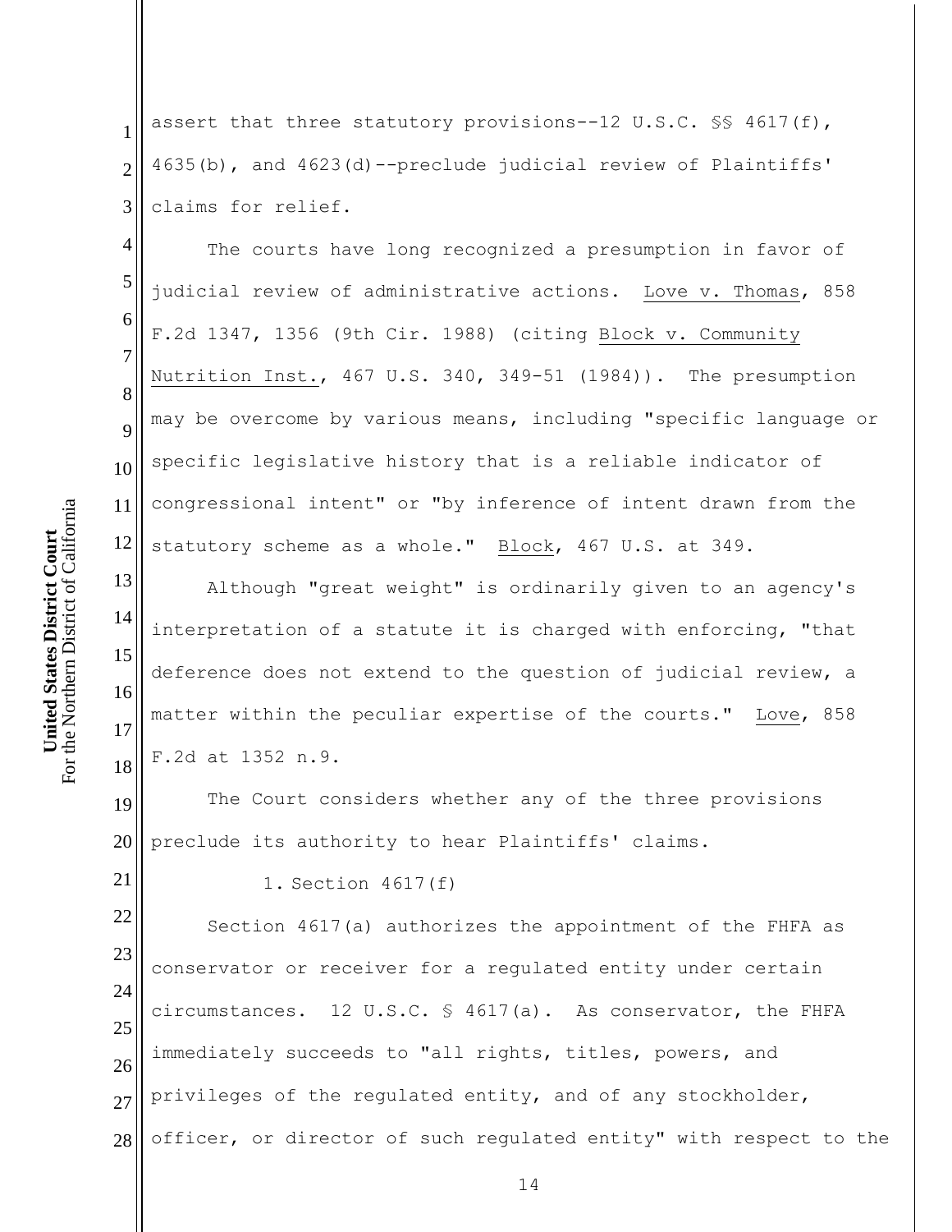assert that three statutory provisions--12 U.S.C. §§ 4617(f), 4635(b), and 4623(d)--preclude judicial review of Plaintiffs' claims for relief.

The courts have long recognized a presumption in favor of judicial review of administrative actions. Love v. Thomas, 858 F.2d 1347, 1356 (9th Cir. 1988) (citing Block v. Community Nutrition Inst., 467 U.S. 340, 349-51 (1984)). The presumption may be overcome by various means, including "specific language or specific legislative history that is a reliable indicator of congressional intent" or "by inference of intent drawn from the statutory scheme as a whole." Block, 467 U.S. at 349.

Although "great weight" is ordinarily given to an agency's interpretation of a statute it is charged with enforcing, "that deference does not extend to the question of judicial review, a matter within the peculiar expertise of the courts." Love, 858 F.2d at 1352 n.9.

The Court considers whether any of the three provisions preclude its authority to hear Plaintiffs' claims.

1. Section 4617(f)

Section 4617(a) authorizes the appointment of the FHFA as conservator or receiver for a regulated entity under certain circumstances. 12 U.S.C. § 4617(a). As conservator, the FHFA immediately succeeds to "all rights, titles, powers, and privileges of the regulated entity, and of any stockholder, officer, or director of such regulated entity" with respect to the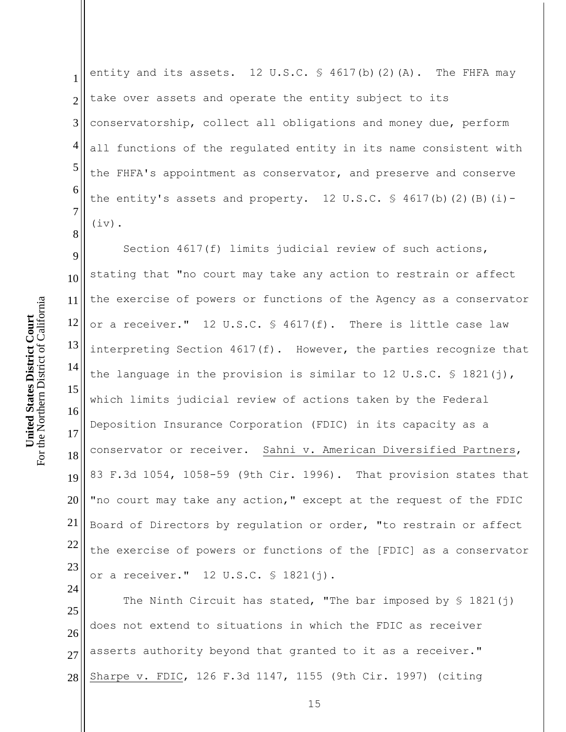entity and its assets. 12 U.S.C. § 4617(b)(2)(A). The FHFA may take over assets and operate the entity subject to its conservatorship, collect all obligations and money due, perform all functions of the regulated entity in its name consistent with the FHFA's appointment as conservator, and preserve and conserve the entity's assets and property. 12 U.S.C. § 4617(b)(2)(B)(i)-(iv).

Section 4617(f) limits judicial review of such actions, stating that "no court may take any action to restrain or affect the exercise of powers or functions of the Agency as a conservator or a receiver." 12 U.S.C. § 4617(f). There is little case law interpreting Section 4617(f). However, the parties recognize that the language in the provision is similar to 12 U.S.C. § 1821(j), which limits judicial review of actions taken by the Federal Deposition Insurance Corporation (FDIC) in its capacity as a conservator or receiver. Sahni v. American Diversified Partners, 83 F.3d 1054, 1058-59 (9th Cir. 1996). That provision states that "no court may take any action," except at the request of the FDIC Board of Directors by regulation or order, "to restrain or affect the exercise of powers or functions of the [FDIC] as a conservator or a receiver." 12 U.S.C. § 1821(j).

The Ninth Circuit has stated, "The bar imposed by § 1821(j) does not extend to situations in which the FDIC as receiver asserts authority beyond that granted to it as a receiver." Sharpe v. FDIC, 126 F.3d 1147, 1155 (9th Cir. 1997) (citing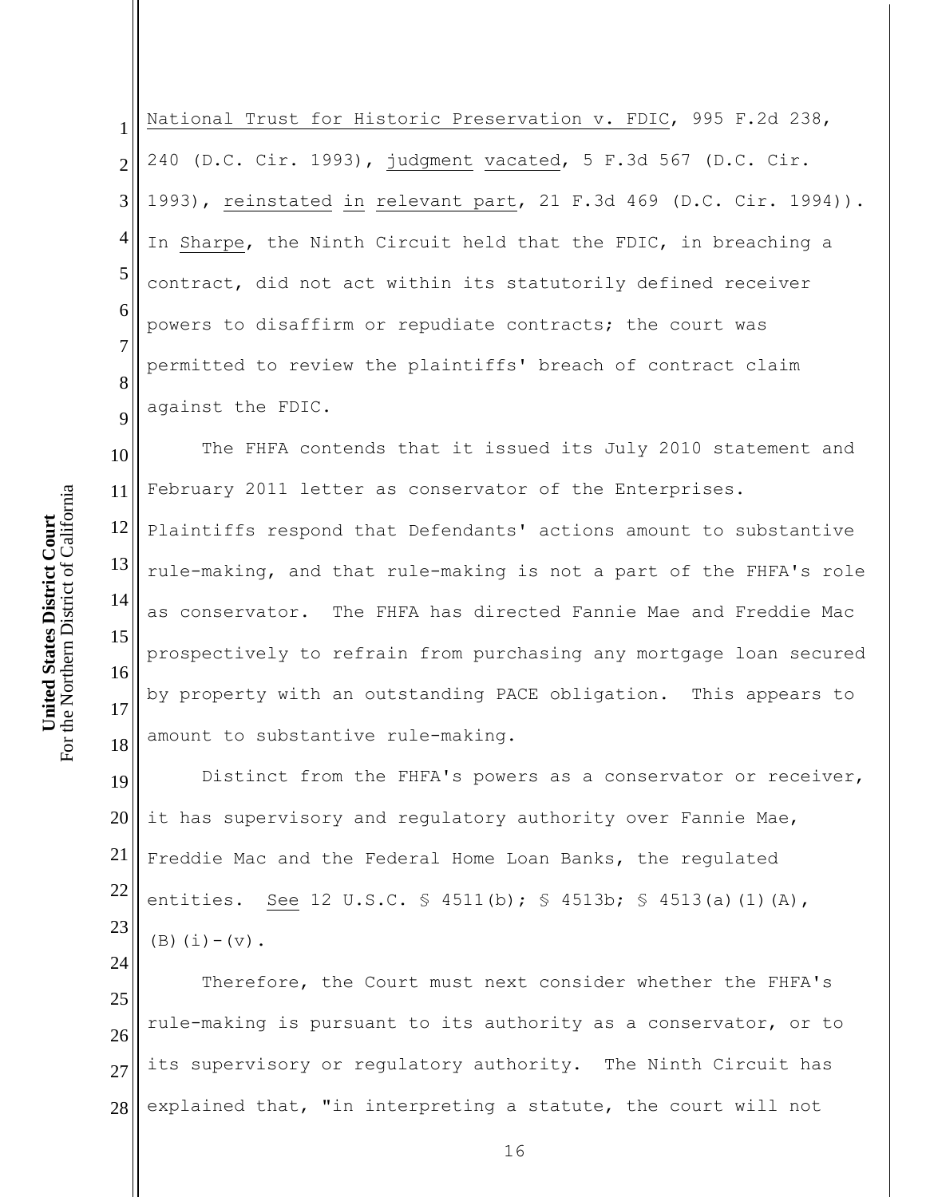National Trust for Historic Preservation v. FDIC, 995 F.2d 238, 240 (D.C. Cir. 1993), judgment vacated, 5 F.3d 567 (D.C. Cir. 1993), reinstated in relevant part, 21 F.3d 469 (D.C. Cir. 1994)). In Sharpe, the Ninth Circuit held that the FDIC, in breaching a contract, did not act within its statutorily defined receiver powers to disaffirm or repudiate contracts; the court was permitted to review the plaintiffs' breach of contract claim against the FDIC.

The FHFA contends that it issued its July 2010 statement and February 2011 letter as conservator of the Enterprises. Plaintiffs respond that Defendants' actions amount to substantive rule-making, and that rule-making is not a part of the FHFA's role as conservator. The FHFA has directed Fannie Mae and Freddie Mac prospectively to refrain from purchasing any mortgage loan secured by property with an outstanding PACE obligation. This appears to amount to substantive rule-making.

Distinct from the FHFA's powers as a conservator or receiver, it has supervisory and regulatory authority over Fannie Mae, Freddie Mac and the Federal Home Loan Banks, the regulated entities. See 12 U.S.C. § 4511(b); § 4513b; § 4513(a)(1)(A), (B)(i)-(v).

Therefore, the Court must next consider whether the FHFA's rule-making is pursuant to its authority as a conservator, or to its supervisory or regulatory authority. The Ninth Circuit has explained that, "in interpreting a statute, the court will not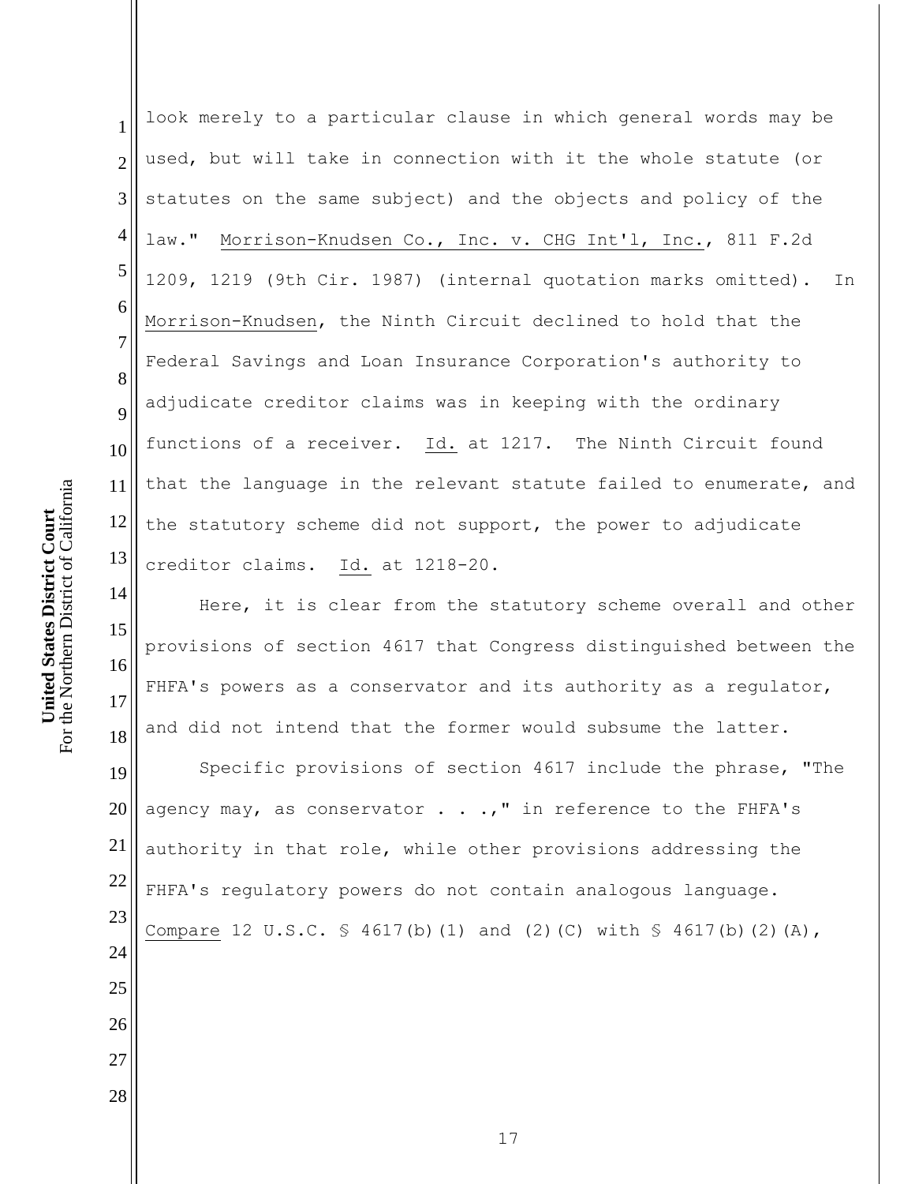look merely to a particular clause in which general words may be used, but will take in connection with it the whole statute (or statutes on the same subject) and the objects and policy of the law." Morrison-Knudsen Co., Inc. v. CHG Int'l, Inc., 811 F.2d 1209, 1219 (9th Cir. 1987) (internal quotation marks omitted). In Morrison-Knudsen, the Ninth Circuit declined to hold that the Federal Savings and Loan Insurance Corporation's authority to adjudicate creditor claims was in keeping with the ordinary functions of a receiver. Id. at 1217. The Ninth Circuit found that the language in the relevant statute failed to enumerate, and the statutory scheme did not support, the power to adjudicate creditor claims. Id. at 1218-20.

Here, it is clear from the statutory scheme overall and other provisions of section 4617 that Congress distinguished between the FHFA's powers as a conservator and its authority as a regulator, and did not intend that the former would subsume the latter.

Specific provisions of section 4617 include the phrase, "The agency may, as conservator . . .," in reference to the FHFA's authority in that role, while other provisions addressing the FHFA's regulatory powers do not contain analogous language. Compare 12 U.S.C. § 4617(b)(1) and (2)(C) with § 4617(b)(2)(A),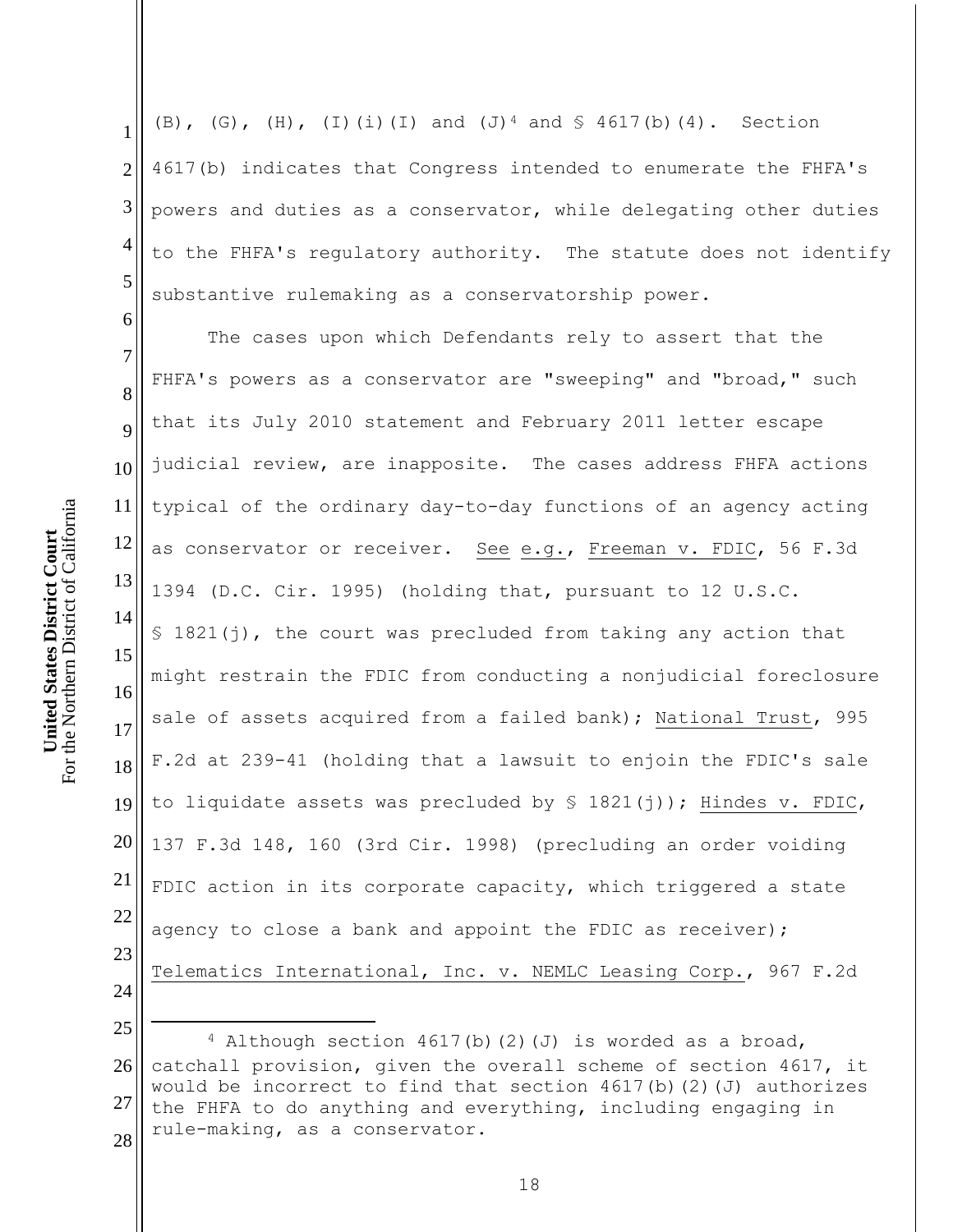(B), (G), (H), (I)(i)(I) and (J)[4] and § 4617(b)(4). Section 4617(b) indicates that Congress intended to enumerate the FHFA's powers and duties as a conservator, while delegating other duties to the FHFA's regulatory authority. The statute does not identify substantive rulemaking as a conservatorship power.

The cases upon which Defendants rely to assert that the FHFA's powers as a conservator are "sweeping" and "broad," such that its July 2010 statement and February 2011 letter escape judicial review, are inapposite. The cases address FHFA actions typical of the ordinary day-to-day functions of an agency acting as conservator or receiver. See e.g., Freeman v. FDIC, 56 F.3d 1394 (D.C. Cir. 1995) (holding that, pursuant to 12 U.S.C. § 1821(j), the court was precluded from taking any action that might restrain the FDIC from conducting a nonjudicial foreclosure sale of assets acquired from a failed bank); National Trust, 995 F.2d at 239-41 (holding that a lawsuit to enjoin the FDIC's sale to liquidate assets was precluded by § 1821(j)); Hindes v. FDIC, 137 F.3d 148, 160 (3rd Cir. 1998) (precluding an order voiding FDIC action in its corporate capacity, which triggered a state agency to close a bank and appoint the FDIC as receiver); Telematics International, Inc. v. NEMLC Leasing Corp., 967 F.2d

---

[4] Although section 4617(b)(2)(J) is worded as a broad, catchall provision, given the overall scheme of section 4617, it would be incorrect to find that section 4617(b)(2)(J) authorizes the FHFA to do anything and everything, including engaging in rule-making, as a conservator.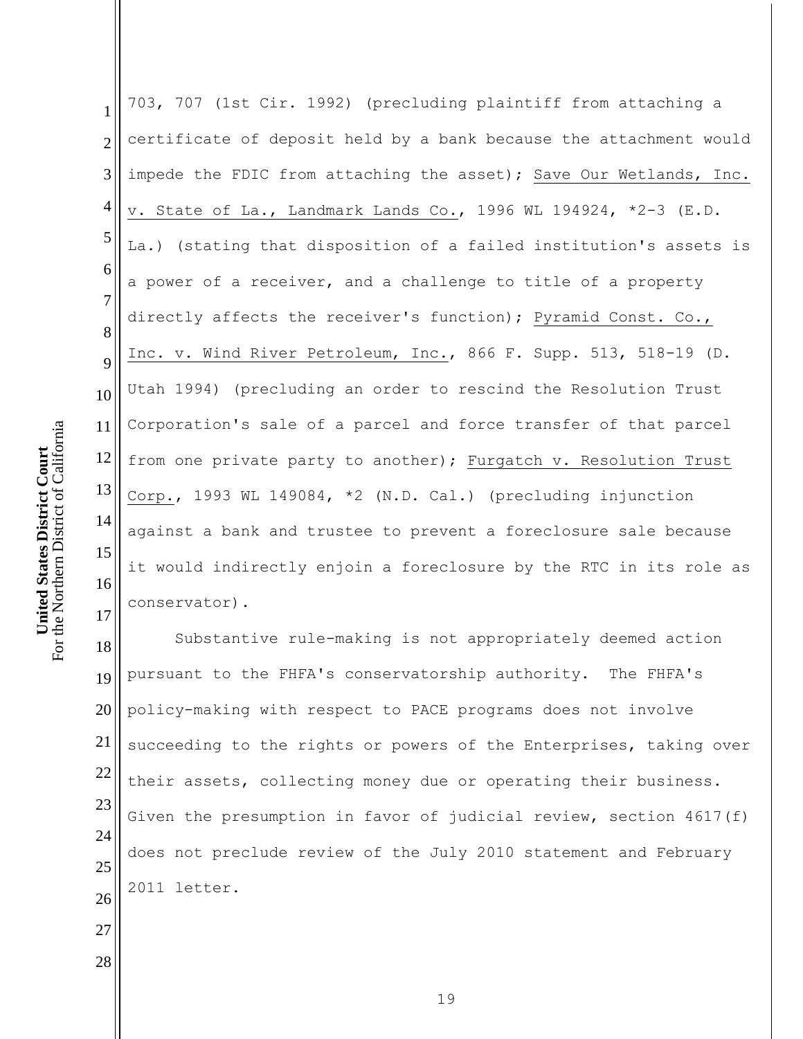703, 707 (1st Cir. 1992) (precluding plaintiff from attaching a certificate of deposit held by a bank because the attachment would impede the FDIC from attaching the asset); Save Our Wetlands, Inc. v. State of La., Landmark Lands Co., 1996 WL 194924, *2-3 (E.D. La.) (stating that disposition of a failed institution's assets is a power of a receiver, and a challenge to title of a property directly affects the receiver's function); Pyramid Const. Co., Inc. v. Wind River Petroleum, Inc., 866 F. Supp. 513, 518-19 (D. Utah 1994) (precluding an order to rescind the Resolution Trust Corporation's sale of a parcel and force transfer of that parcel from one private party to another); Furgatch v. Resolution Trust Corp., 1993 WL 149084, *2 (N.D. Cal.) (precluding injunction against a bank and trustee to prevent a foreclosure sale because it would indirectly enjoin a foreclosure by the RTC in its role as conservator).

Substantive rule-making is not appropriately deemed action pursuant to the FHFA's conservatorship authority. The FHFA's policy-making with respect to PACE programs does not involve succeeding to the rights or powers of the Enterprises, taking over their assets, collecting money due or operating their business. Given the presumption in favor of judicial review, section 4617(f) does not preclude review of the July 2010 statement and February 2011 letter.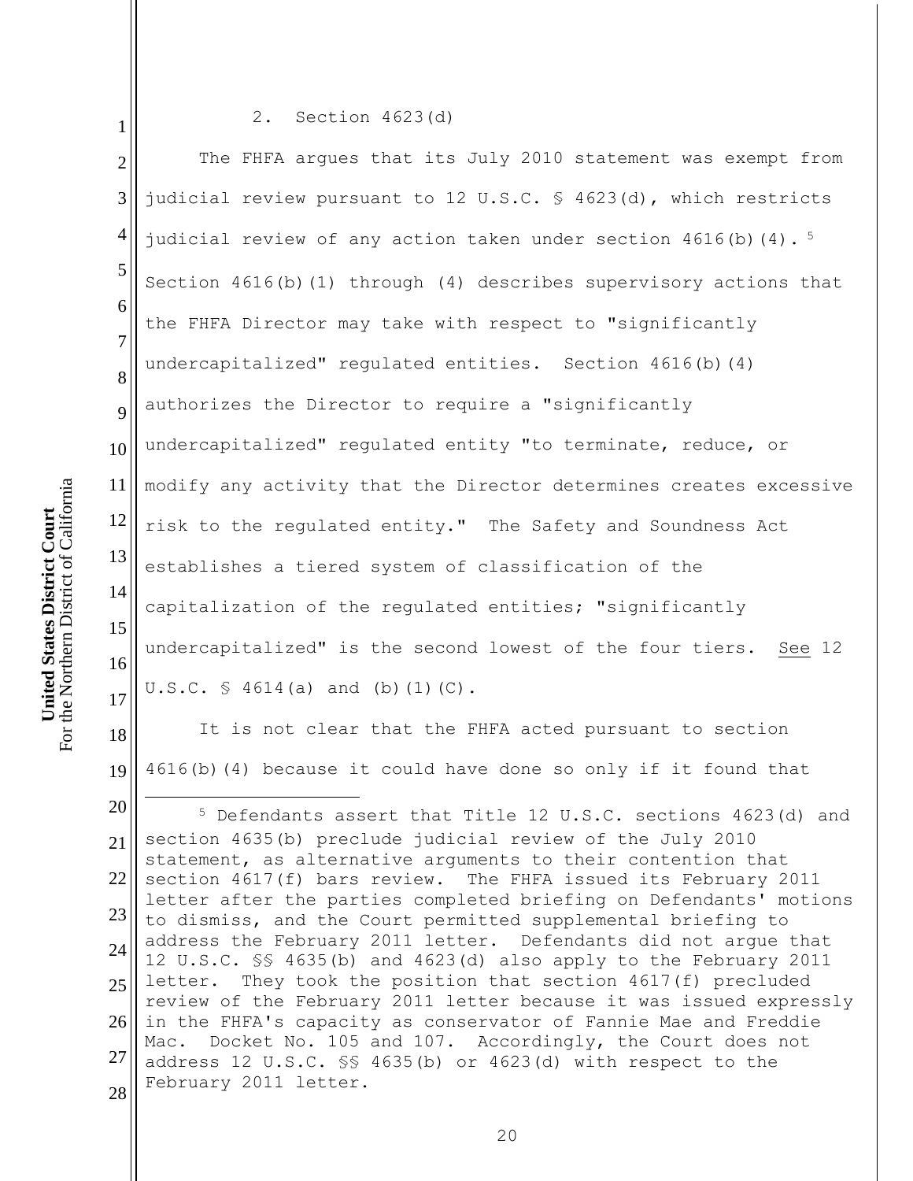2. Section 4623(d)

The FHFA argues that its July 2010 statement was exempt from judicial review pursuant to 12 U.S.C. § 4623(d), which restricts judicial review of any action taken under section 4616(b)(4).[5] Section 4616(b)(1) through (4) describes supervisory actions that the FHFA Director may take with respect to "significantly undercapitalized" regulated entities. Section 4616(b)(4) authorizes the Director to require a "significantly undercapitalized" regulated entity "to terminate, reduce, or modify any activity that the Director determines creates excessive risk to the regulated entity." The Safety and Soundness Act establishes a tiered system of classification of the capitalization of the regulated entities; "significantly undercapitalized" is the second lowest of the four tiers. See 12 U.S.C. § 4614(a) and (b)(1)(C).

It is not clear that the FHFA acted pursuant to section 4616(b)(4) because it could have done so only if it found that

---

[5] Defendants assert that Title 12 U.S.C. sections 4623(d) and section 4635(b) preclude judicial review of the July 2010 statement, as alternative arguments to their contention that section 4617(f) bars review. The FHFA issued its February 2011 letter after the parties completed briefing on Defendants' motions to dismiss, and the Court permitted supplemental briefing to address the February 2011 letter. Defendants did not argue that 12 U.S.C. §§ 4635(b) and 4623(d) also apply to the February 2011 letter. They took the position that section 4617(f) precluded review of the February 2011 letter because it was issued expressly in the FHFA's capacity as conservator of Fannie Mae and Freddie Mac. Docket No. 105 and 107. Accordingly, the Court does not address 12 U.S.C. §§ 4635(b) or 4623(d) with respect to the February 2011 letter.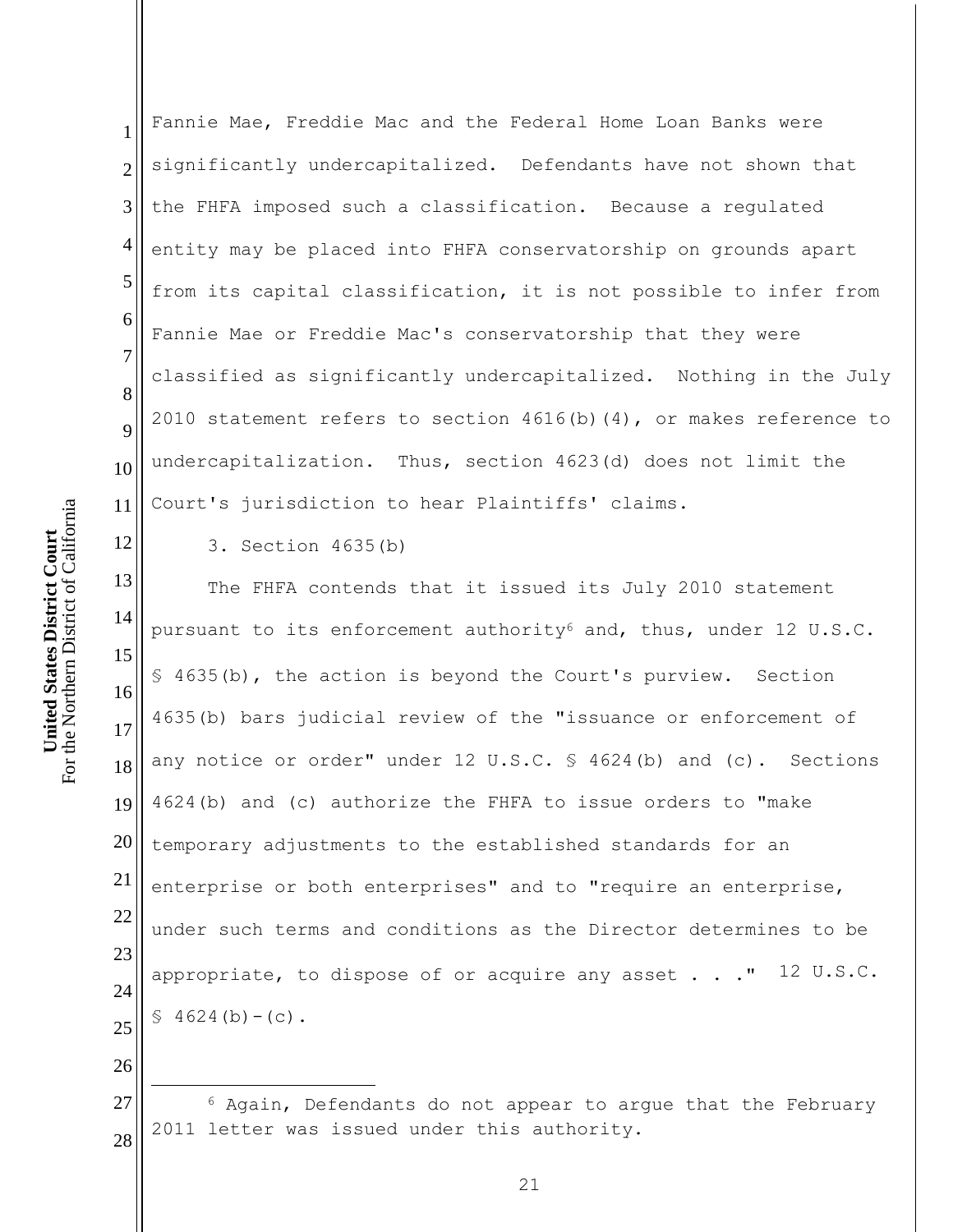Fannie Mae, Freddie Mac and the Federal Home Loan Banks were significantly undercapitalized. Defendants have not shown that the FHFA imposed such a classification. Because a regulated entity may be placed into FHFA conservatorship on grounds apart from its capital classification, it is not possible to infer from Fannie Mae or Freddie Mac's conservatorship that they were classified as significantly undercapitalized. Nothing in the July 2010 statement refers to section 4616(b)(4), or makes reference to undercapitalization. Thus, section 4623(d) does not limit the Court's jurisdiction to hear Plaintiffs' claims.

3. Section 4635(b)

The FHFA contends that it issued its July 2010 statement pursuant to its enforcement authority[6] and, thus, under 12 U.S.C. § 4635(b), the action is beyond the Court's purview. Section 4635(b) bars judicial review of the "issuance or enforcement of any notice or order" under 12 U.S.C. § 4624(b) and (c). Sections 4624(b) and (c) authorize the FHFA to issue orders to "make temporary adjustments to the established standards for an enterprise or both enterprises" and to "require an enterprise, under such terms and conditions as the Director determines to be appropriate, to dispose of or acquire any asset . . ." 12 U.S.C. § 4624(b)-(c).

---

[6] Again, Defendants do not appear to argue that the February 2011 letter was issued under this authority.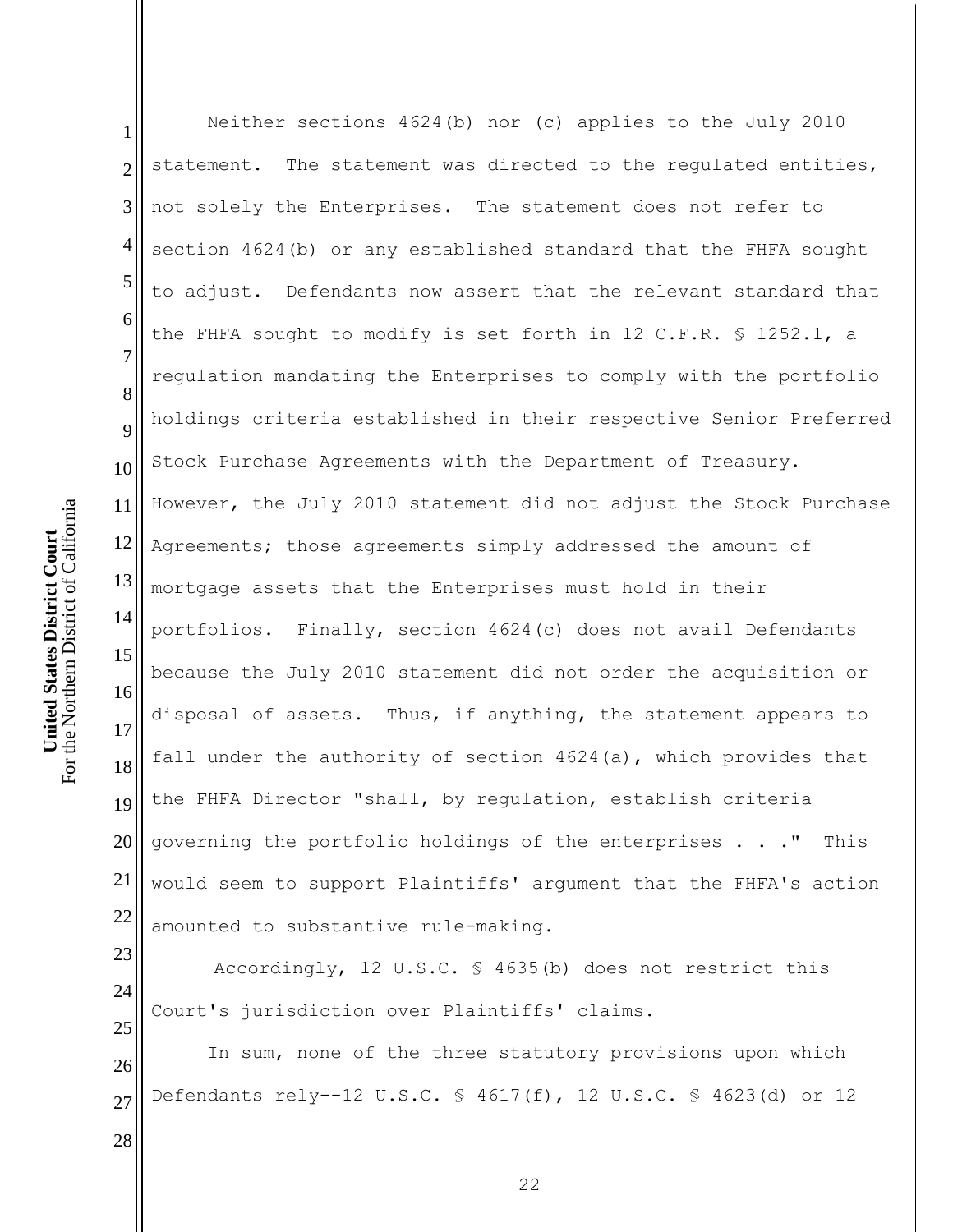Neither sections 4624(b) nor (c) applies to the July 2010 statement. The statement was directed to the regulated entities, not solely the Enterprises. The statement does not refer to section 4624(b) or any established standard that the FHFA sought to adjust. Defendants now assert that the relevant standard that the FHFA sought to modify is set forth in 12 C.F.R. § 1252.1, a regulation mandating the Enterprises to comply with the portfolio holdings criteria established in their respective Senior Preferred Stock Purchase Agreements with the Department of Treasury. However, the July 2010 statement did not adjust the Stock Purchase Agreements; those agreements simply addressed the amount of mortgage assets that the Enterprises must hold in their portfolios. Finally, section 4624(c) does not avail Defendants because the July 2010 statement did not order the acquisition or disposal of assets. Thus, if anything, the statement appears to fall under the authority of section 4624(a), which provides that the FHFA Director "shall, by regulation, establish criteria governing the portfolio holdings of the enterprises . . ." This would seem to support Plaintiffs' argument that the FHFA's action amounted to substantive rule-making.

Accordingly, 12 U.S.C. § 4635(b) does not restrict this Court's jurisdiction over Plaintiffs' claims.

In sum, none of the three statutory provisions upon which Defendants rely--12 U.S.C. § 4617(f), 12 U.S.C. § 4623(d) or 12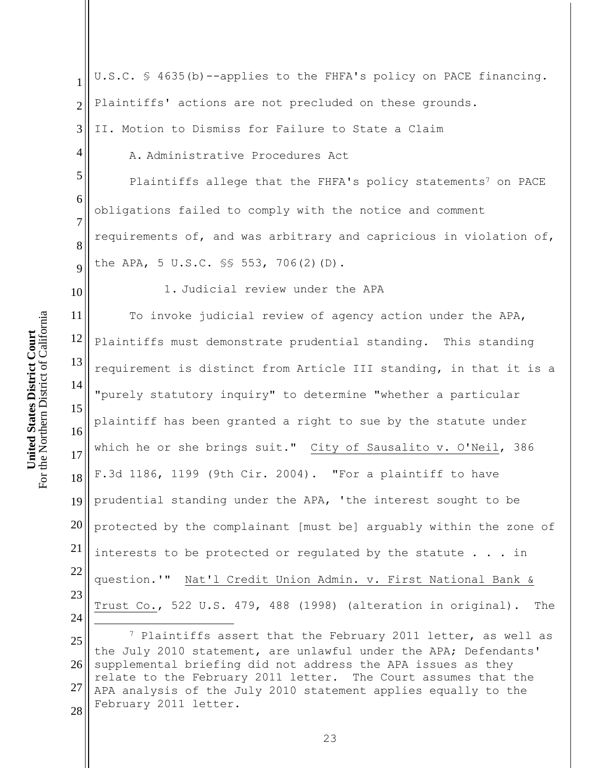U.S.C. § 4635(b)--applies to the FHFA's policy on PACE financing. Plaintiffs' actions are not precluded on these grounds.

## II. Motion to Dismiss for Failure to State a Claim

### A. Administrative Procedures Act

Plaintiffs allege that the FHFA's policy statements[7] on PACE obligations failed to comply with the notice and comment requirements of, and was arbitrary and capricious in violation of, the APA, 5 U.S.C. §§ 553, 706(2)(D).

#### 1. Judicial review under the APA

To invoke judicial review of agency action under the APA, Plaintiffs must demonstrate prudential standing. This standing requirement is distinct from Article III standing, in that it is a "purely statutory inquiry" to determine "whether a particular plaintiff has been granted a right to sue by the statute under which he or she brings suit." City of Sausalito v. O'Neil, 386 F.3d 1186, 1199 (9th Cir. 2004). "For a plaintiff to have prudential standing under the APA, 'the interest sought to be protected by the complainant [must be] arguably within the zone of interests to be protected or regulated by the statute . . . in question.'" Nat'l Credit Union Admin. v. First National Bank & Trust Co., 522 U.S. 479, 488 (1998) (alteration in original). The

---

[7] Plaintiffs assert that the February 2011 letter, as well as the July 2010 statement, are unlawful under the APA; Defendants' supplemental briefing did not address the APA issues as they relate to the February 2011 letter. The Court assumes that the APA analysis of the July 2010 statement applies equally to the February 2011 letter.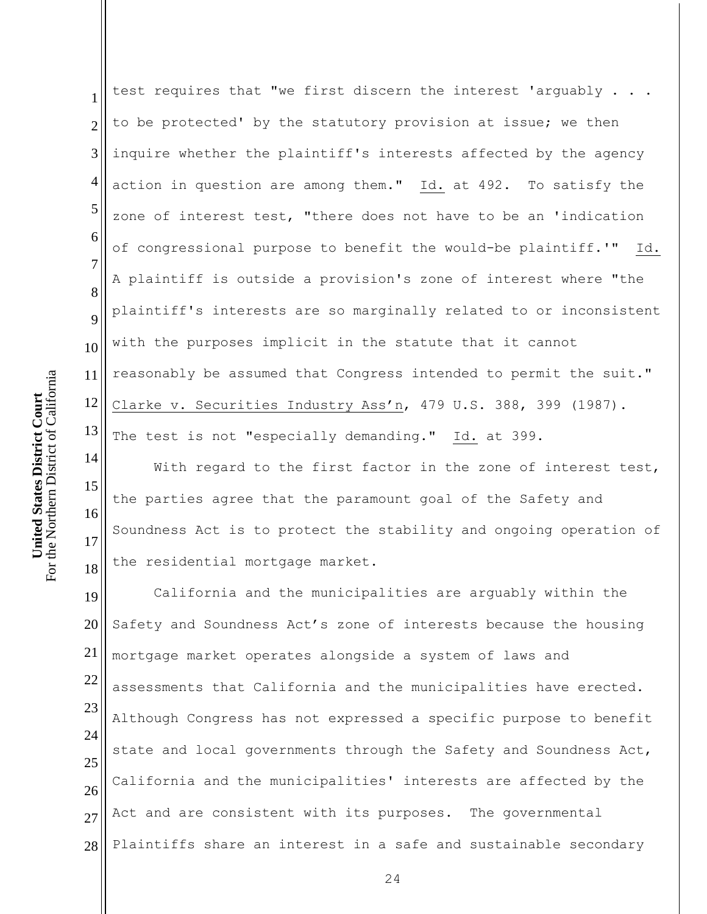test requires that "we first discern the interest 'arguably . . . to be protected' by the statutory provision at issue; we then inquire whether the plaintiff's interests affected by the agency action in question are among them." Id. at 492. To satisfy the zone of interest test, "there does not have to be an 'indication of congressional purpose to benefit the would-be plaintiff.'" Id. A plaintiff is outside a provision's zone of interest where "the plaintiff's interests are so marginally related to or inconsistent with the purposes implicit in the statute that it cannot reasonably be assumed that Congress intended to permit the suit." Clarke v. Securities Industry Ass'n, 479 U.S. 388, 399 (1987). The test is not "especially demanding." Id. at 399.

With regard to the first factor in the zone of interest test, the parties agree that the paramount goal of the Safety and Soundness Act is to protect the stability and ongoing operation of the residential mortgage market.

California and the municipalities are arguably within the Safety and Soundness Act's zone of interests because the housing mortgage market operates alongside a system of laws and assessments that California and the municipalities have erected. Although Congress has not expressed a specific purpose to benefit state and local governments through the Safety and Soundness Act, California and the municipalities' interests are affected by the Act and are consistent with its purposes. The governmental Plaintiffs share an interest in a safe and sustainable secondary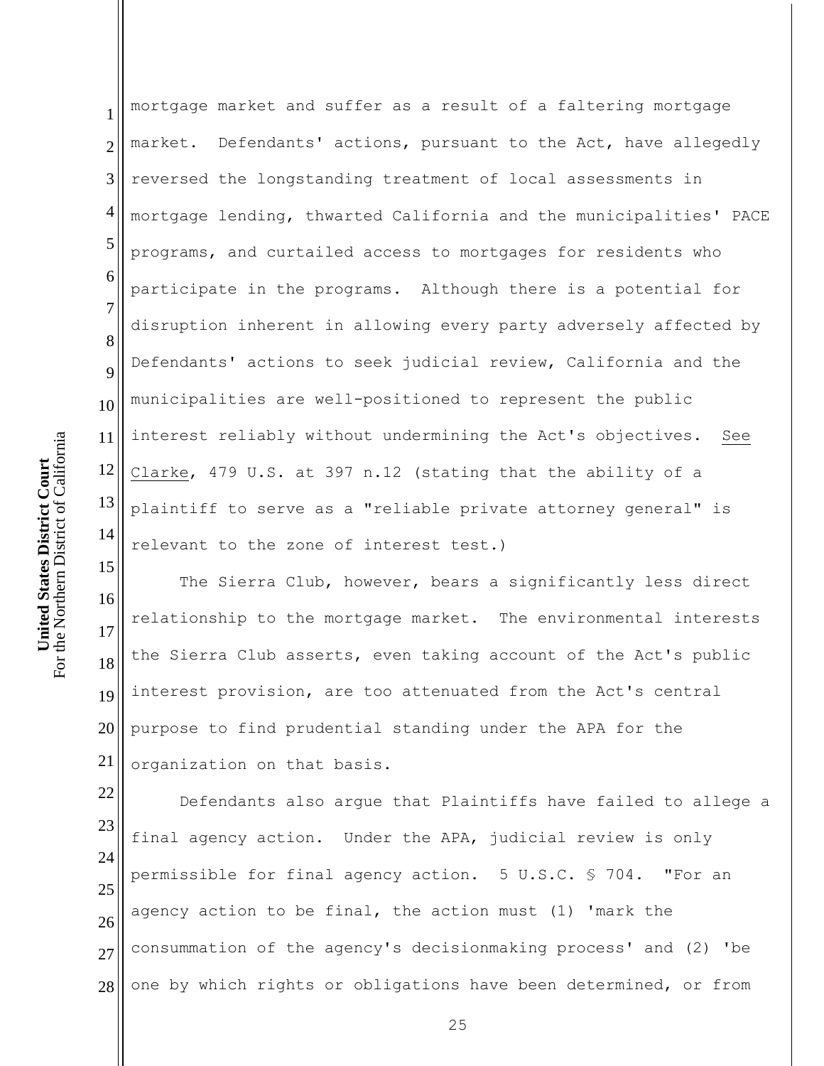mortgage market and suffer as a result of a faltering mortgage market. Defendants' actions, pursuant to the Act, have allegedly reversed the longstanding treatment of local assessments in mortgage lending, thwarted California and the municipalities' PACE programs, and curtailed access to mortgages for residents who participate in the programs. Although there is a potential for disruption inherent in allowing every party adversely affected by Defendants' actions to seek judicial review, California and the municipalities are well-positioned to represent the public interest reliably without undermining the Act's objectives. See Clarke, 479 U.S. at 397 n.12 (stating that the ability of a plaintiff to serve as a "reliable private attorney general" is relevant to the zone of interest test.)

The Sierra Club, however, bears a significantly less direct relationship to the mortgage market. The environmental interests the Sierra Club asserts, even taking account of the Act's public interest provision, are too attenuated from the Act's central purpose to find prudential standing under the APA for the organization on that basis.

Defendants also argue that Plaintiffs have failed to allege a final agency action. Under the APA, judicial review is only permissible for final agency action. 5 U.S.C. § 704. "For an agency action to be final, the action must (1) 'mark the consummation of the agency's decisionmaking process' and (2) 'be one by which rights or obligations have been determined, or from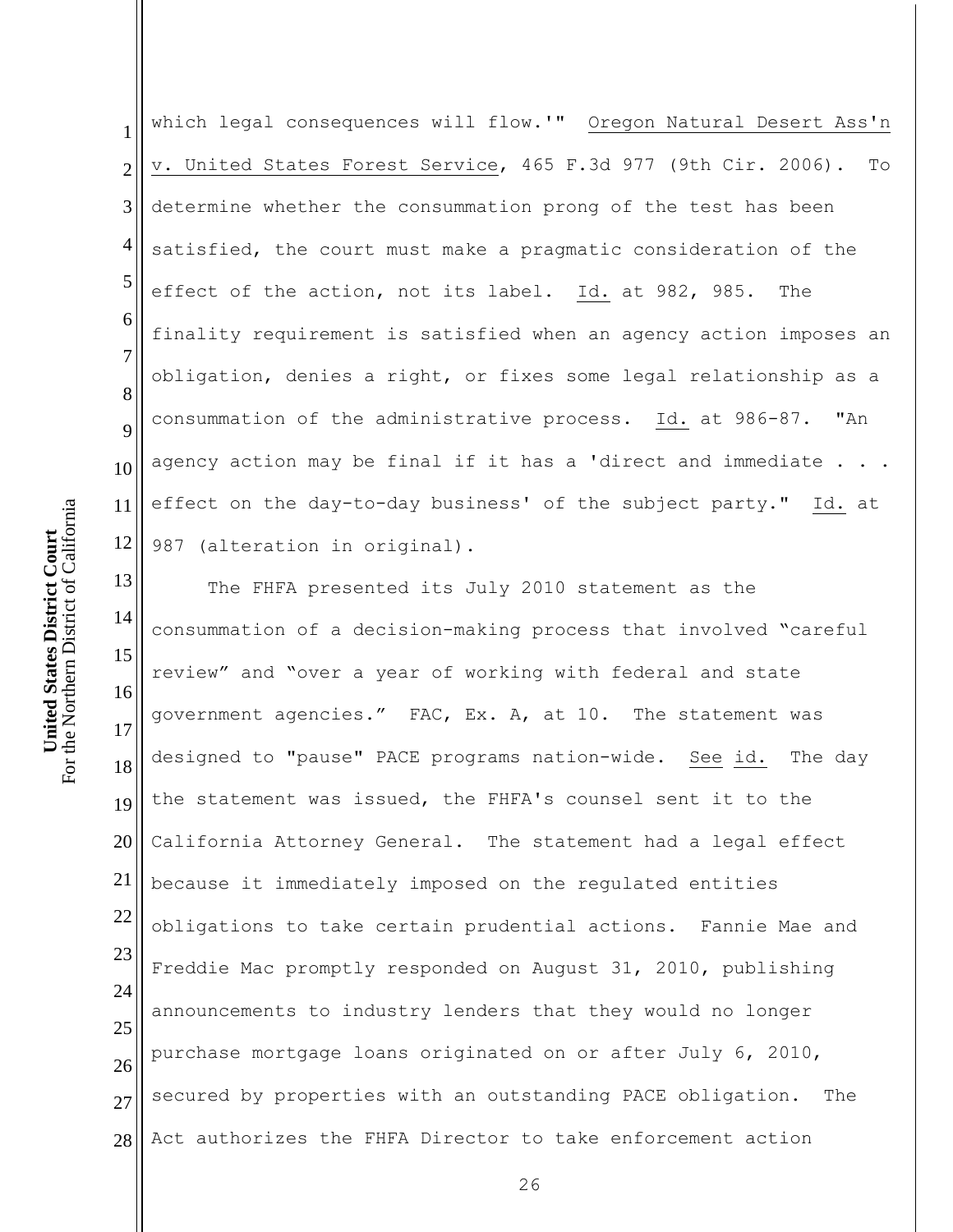which legal consequences will flow.'" Oregon Natural Desert Ass'n v. United States Forest Service, 465 F.3d 977 (9th Cir. 2006). To determine whether the consummation prong of the test has been satisfied, the court must make a pragmatic consideration of the effect of the action, not its label. Id. at 982, 985. The finality requirement is satisfied when an agency action imposes an obligation, denies a right, or fixes some legal relationship as a consummation of the administrative process. Id. at 986-87. "An agency action may be final if it has a 'direct and immediate . . . effect on the day-to-day business' of the subject party." Id. at 987 (alteration in original).

The FHFA presented its July 2010 statement as the consummation of a decision-making process that involved "careful review" and "over a year of working with federal and state government agencies." FAC, Ex. A, at 10. The statement was designed to "pause" PACE programs nation-wide. See id. The day the statement was issued, the FHFA's counsel sent it to the California Attorney General. The statement had a legal effect because it immediately imposed on the regulated entities obligations to take certain prudential actions. Fannie Mae and Freddie Mac promptly responded on August 31, 2010, publishing announcements to industry lenders that they would no longer purchase mortgage loans originated on or after July 6, 2010, secured by properties with an outstanding PACE obligation. The Act authorizes the FHFA Director to take enforcement action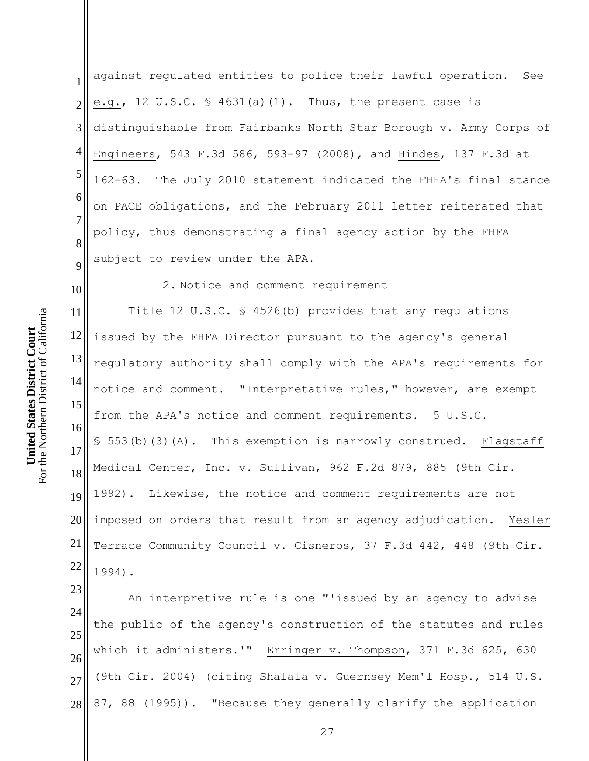against regulated entities to police their lawful operation. See e.g., 12 U.S.C. § 4631(a)(1). Thus, the present case is distinguishable from Fairbanks North Star Borough v. Army Corps of Engineers, 543 F.3d 586, 593-97 (2008), and Hindes, 137 F.3d at 162-63. The July 2010 statement indicated the FHFA's final stance on PACE obligations, and the February 2011 letter reiterated that policy, thus demonstrating a final agency action by the FHFA subject to review under the APA.

2. Notice and comment requirement

Title 12 U.S.C. § 4526(b) provides that any regulations issued by the FHFA Director pursuant to the agency's general regulatory authority shall comply with the APA's requirements for notice and comment. "Interpretative rules," however, are exempt from the APA's notice and comment requirements. 5 U.S.C. § 553(b)(3)(A). This exemption is narrowly construed. Flagstaff Medical Center, Inc. v. Sullivan, 962 F.2d 879, 885 (9th Cir. 1992). Likewise, the notice and comment requirements are not imposed on orders that result from an agency adjudication. Yesler Terrace Community Council v. Cisneros, 37 F.3d 442, 448 (9th Cir. 1994).

An interpretive rule is one "'issued by an agency to advise the public of the agency's construction of the statutes and rules which it administers.'" Erringer v. Thompson, 371 F.3d 625, 630 (9th Cir. 2004) (citing Shalala v. Guernsey Mem'l Hosp., 514 U.S. 87, 88 (1995)). "Because they generally clarify the application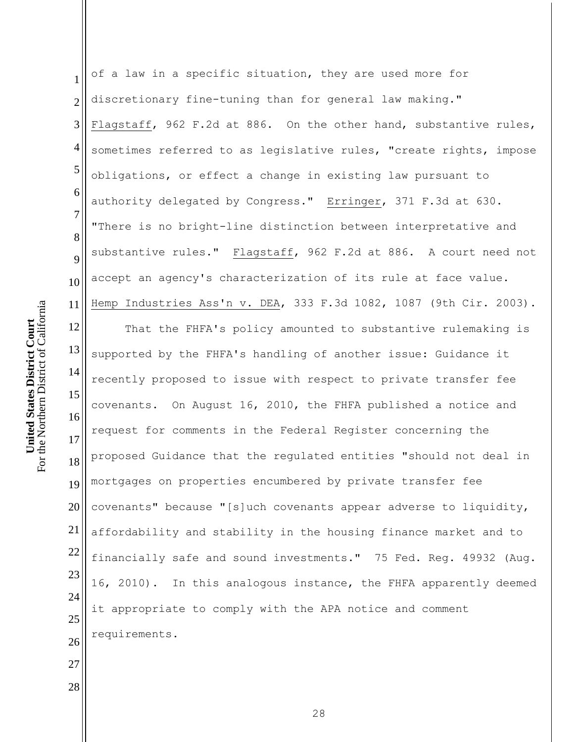of a law in a specific situation, they are used more for discretionary fine-tuning than for general law making." Flagstaff, 962 F.2d at 886. On the other hand, substantive rules, sometimes referred to as legislative rules, "create rights, impose obligations, or effect a change in existing law pursuant to authority delegated by Congress." Erringer, 371 F.3d at 630. "There is no bright-line distinction between interpretative and substantive rules." Flagstaff, 962 F.2d at 886. A court need not accept an agency's characterization of its rule at face value. Hemp Industries Ass'n v. DEA, 333 F.3d 1082, 1087 (9th Cir. 2003).

That the FHFA's policy amounted to substantive rulemaking is supported by the FHFA's handling of another issue: Guidance it recently proposed to issue with respect to private transfer fee covenants. On August 16, 2010, the FHFA published a notice and request for comments in the Federal Register concerning the proposed Guidance that the regulated entities "should not deal in mortgages on properties encumbered by private transfer fee covenants" because "[s]uch covenants appear adverse to liquidity, affordability and stability in the housing finance market and to financially safe and sound investments." 75 Fed. Reg. 49932 (Aug. 16, 2010). In this analogous instance, the FHFA apparently deemed it appropriate to comply with the APA notice and comment requirements.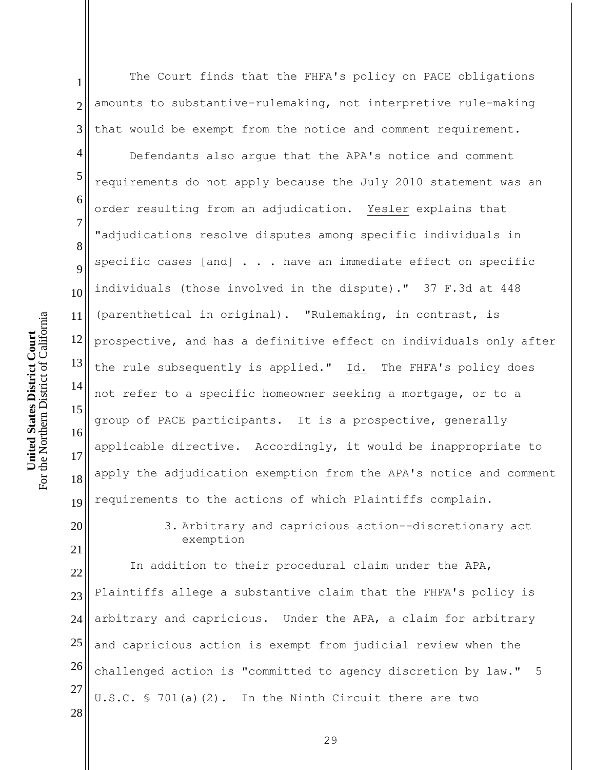The Court finds that the FHFA's policy on PACE obligations amounts to substantive-rulemaking, not interpretive rule-making that would be exempt from the notice and comment requirement.

Defendants also argue that the APA's notice and comment requirements do not apply because the July 2010 statement was an order resulting from an adjudication. Yesler explains that "adjudications resolve disputes among specific individuals in specific cases [and] . . . have an immediate effect on specific individuals (those involved in the dispute)." 37 F.3d at 448 (parenthetical in original). "Rulemaking, in contrast, is prospective, and has a definitive effect on individuals only after the rule subsequently is applied." Id. The FHFA's policy does not refer to a specific homeowner seeking a mortgage, or to a group of PACE participants. It is a prospective, generally applicable directive. Accordingly, it would be inappropriate to apply the adjudication exemption from the APA's notice and comment requirements to the actions of which Plaintiffs complain.

### 3. Arbitrary and capricious action--discretionary act exemption

In addition to their procedural claim under the APA, Plaintiffs allege a substantive claim that the FHFA's policy is arbitrary and capricious. Under the APA, a claim for arbitrary and capricious action is exempt from judicial review when the challenged action is "committed to agency discretion by law." 5 U.S.C. § 701(a)(2). In the Ninth Circuit there are two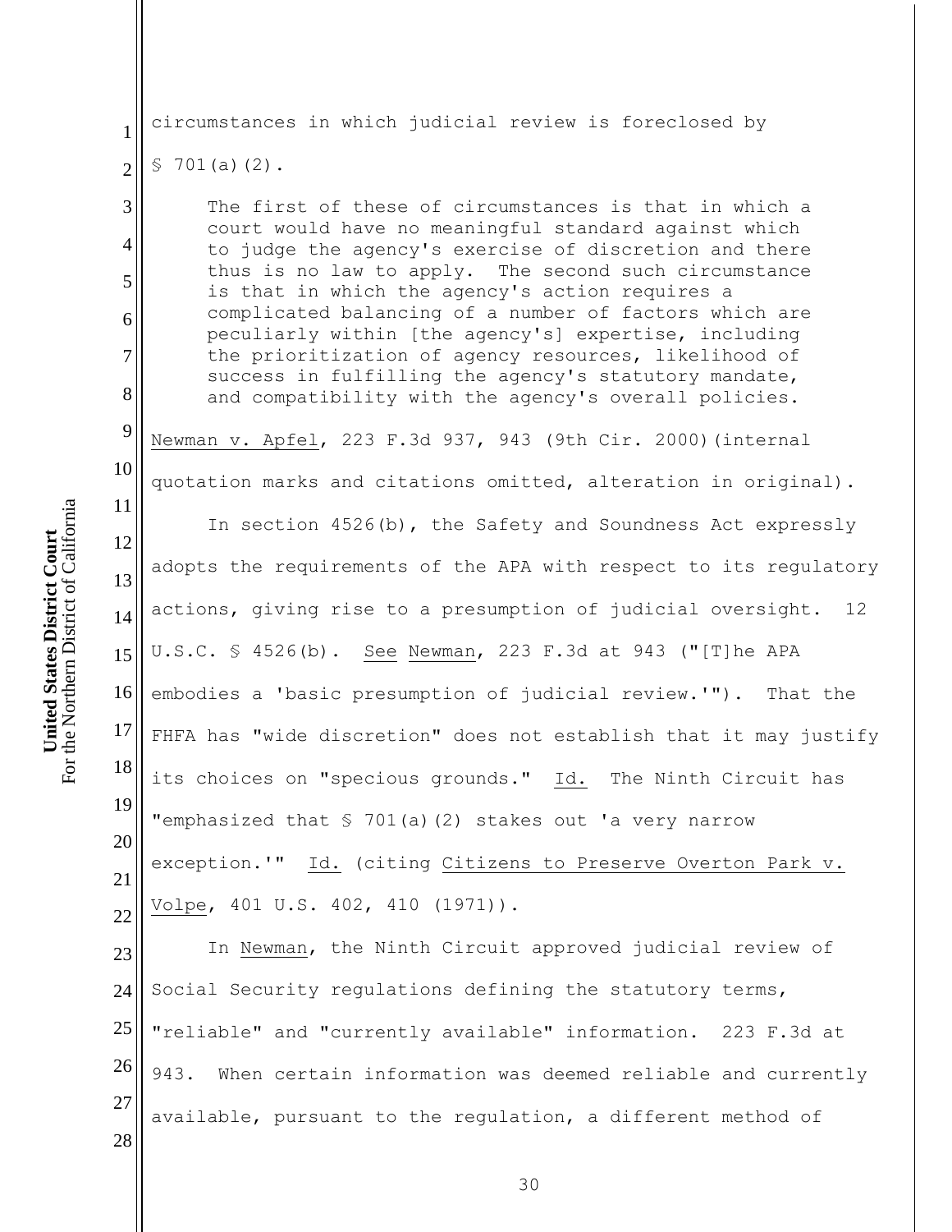circumstances in which judicial review is foreclosed by § 701(a)(2).

> The first of these of circumstances is that in which a court would have no meaningful standard against which to judge the agency's exercise of discretion and there thus is no law to apply. The second such circumstance is that in which the agency's action requires a complicated balancing of a number of factors which are peculiarly within [the agency's] expertise, including the prioritization of agency resources, likelihood of success in fulfilling the agency's statutory mandate, and compatibility with the agency's overall policies.

Newman v. Apfel, 223 F.3d 937, 943 (9th Cir. 2000)(internal quotation marks and citations omitted, alteration in original).

In section 4526(b), the Safety and Soundness Act expressly adopts the requirements of the APA with respect to its regulatory actions, giving rise to a presumption of judicial oversight. 12 U.S.C. § 4526(b). See Newman, 223 F.3d at 943 ("[T]he APA embodies a 'basic presumption of judicial review.'"). That the FHFA has "wide discretion" does not establish that it may justify its choices on "specious grounds." Id. The Ninth Circuit has "emphasized that § 701(a)(2) stakes out 'a very narrow exception.'" Id. (citing Citizens to Preserve Overton Park v. Volpe, 401 U.S. 402, 410 (1971)).

In Newman, the Ninth Circuit approved judicial review of Social Security regulations defining the statutory terms, "reliable" and "currently available" information. 223 F.3d at 943. When certain information was deemed reliable and currently available, pursuant to the regulation, a different method of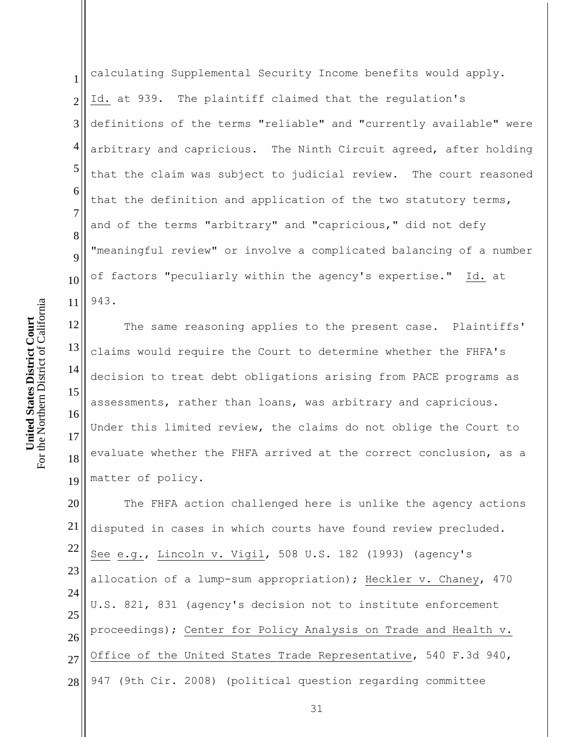calculating Supplemental Security Income benefits would apply. Id. at 939. The plaintiff claimed that the regulation's definitions of the terms "reliable" and "currently available" were arbitrary and capricious. The Ninth Circuit agreed, after holding that the claim was subject to judicial review. The court reasoned that the definition and application of the two statutory terms, and of the terms "arbitrary" and "capricious," did not defy "meaningful review" or involve a complicated balancing of a number of factors "peculiarly within the agency's expertise." Id. at 943.

The same reasoning applies to the present case. Plaintiffs' claims would require the Court to determine whether the FHFA's decision to treat debt obligations arising from PACE programs as assessments, rather than loans, was arbitrary and capricious. Under this limited review, the claims do not oblige the Court to evaluate whether the FHFA arrived at the correct conclusion, as a matter of policy.

The FHFA action challenged here is unlike the agency actions disputed in cases in which courts have found review precluded. See e.g., Lincoln v. Vigil, 508 U.S. 182 (1993) (agency's allocation of a lump-sum appropriation); Heckler v. Chaney, 470 U.S. 821, 831 (agency's decision not to institute enforcement proceedings); Center for Policy Analysis on Trade and Health v. Office of the United States Trade Representative, 540 F.3d 940, 947 (9th Cir. 2008) (political question regarding committee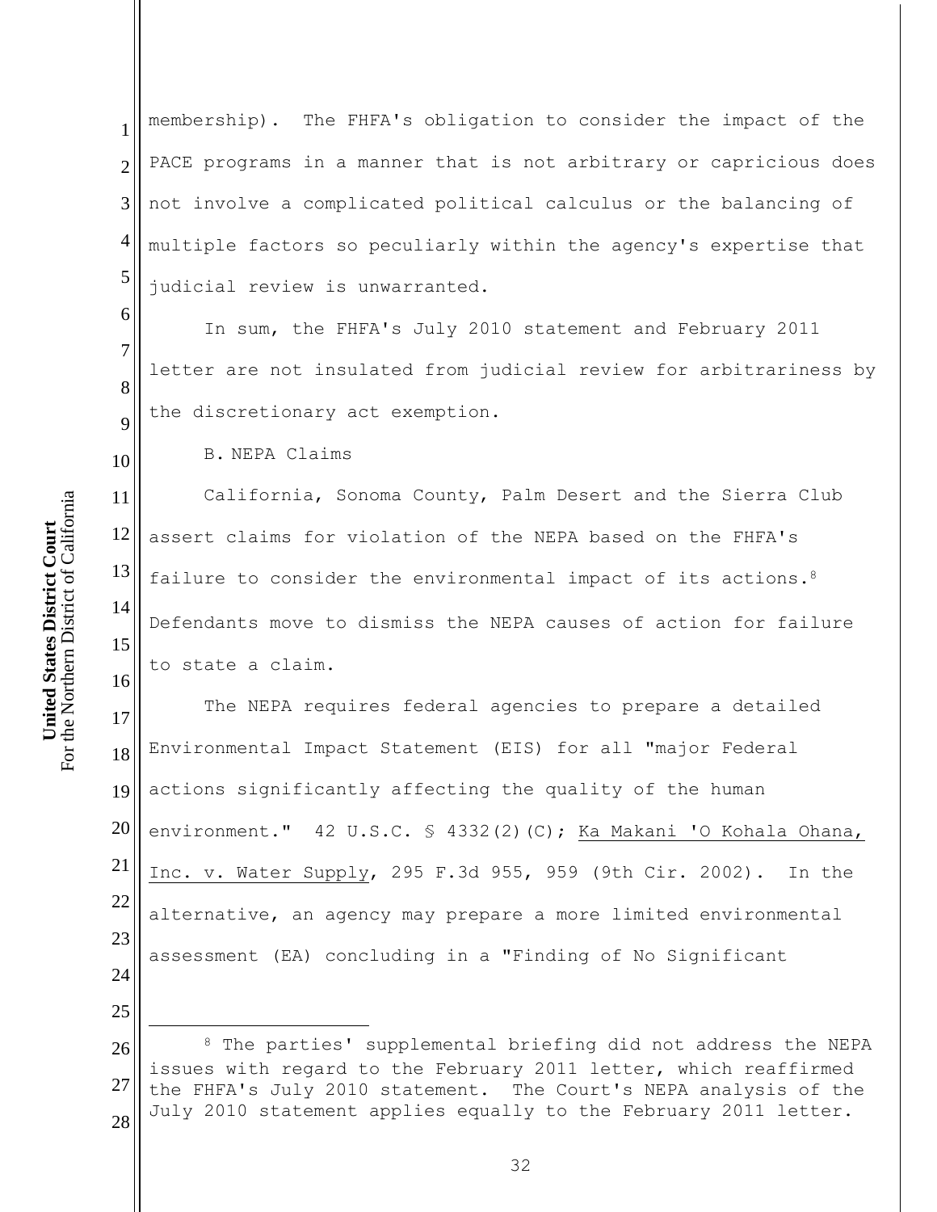membership). The FHFA's obligation to consider the impact of the PACE programs in a manner that is not arbitrary or capricious does not involve a complicated political calculus or the balancing of multiple factors so peculiarly within the agency's expertise that judicial review is unwarranted.

In sum, the FHFA's July 2010 statement and February 2011 letter are not insulated from judicial review for arbitrariness by the discretionary act exemption.

B. NEPA Claims

California, Sonoma County, Palm Desert and the Sierra Club assert claims for violation of the NEPA based on the FHFA's failure to consider the environmental impact of its actions.[8] Defendants move to dismiss the NEPA causes of action for failure to state a claim.

The NEPA requires federal agencies to prepare a detailed Environmental Impact Statement (EIS) for all "major Federal actions significantly affecting the quality of the human environment." 42 U.S.C. § 4332(2)(C); Ka Makani 'O Kohala Ohana, Inc. v. Water Supply, 295 F.3d 955, 959 (9th Cir. 2002). In the alternative, an agency may prepare a more limited environmental assessment (EA) concluding in a "Finding of No Significant

[8] The parties' supplemental briefing did not address the NEPA issues with regard to the February 2011 letter, which reaffirmed the FHFA's July 2010 statement. The Court's NEPA analysis of the July 2010 statement applies equally to the February 2011 letter.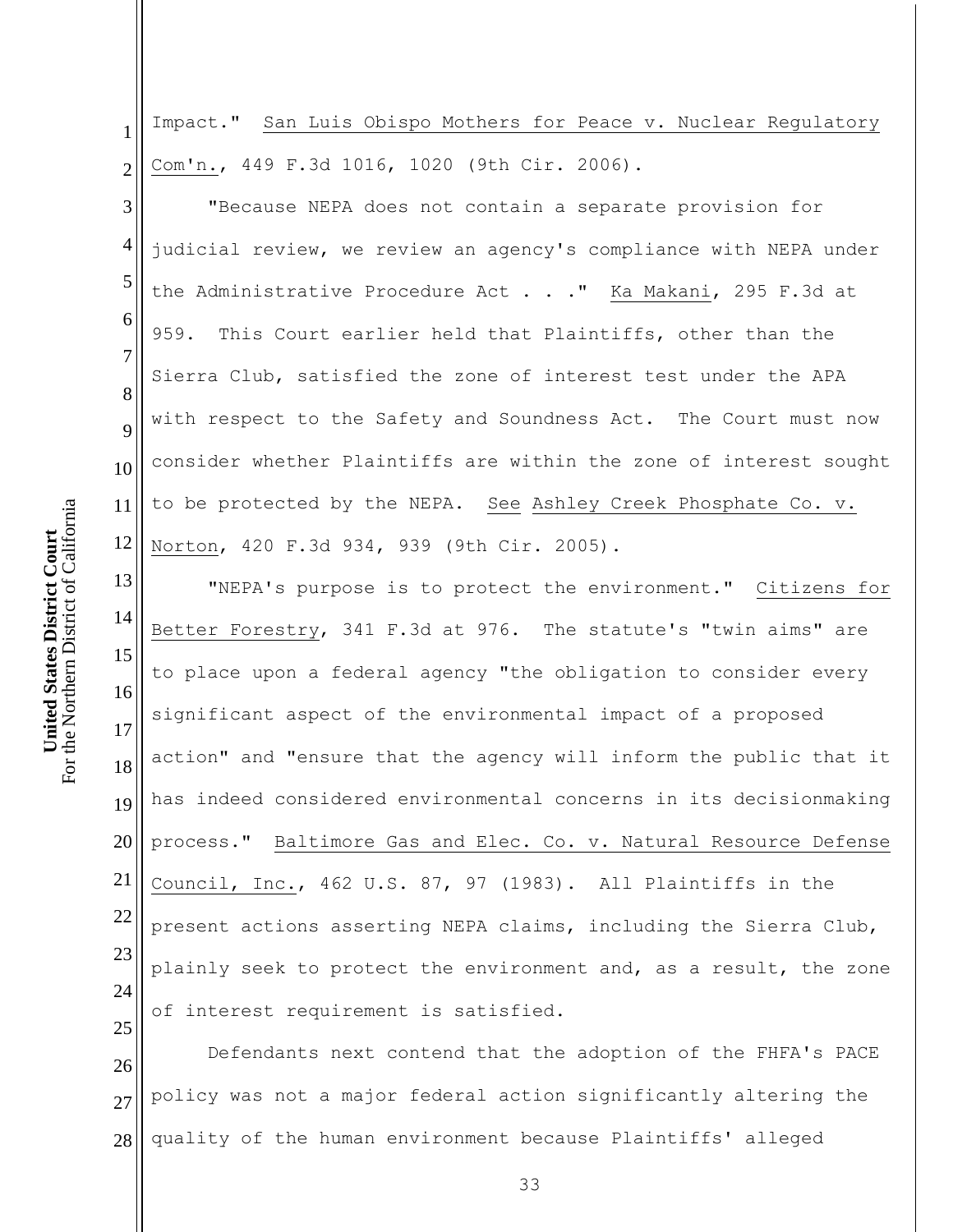Impact." San Luis Obispo Mothers for Peace v. Nuclear Regulatory Com'n., 449 F.3d 1016, 1020 (9th Cir. 2006).

"Because NEPA does not contain a separate provision for judicial review, we review an agency's compliance with NEPA under the Administrative Procedure Act . . ." Ka Makani, 295 F.3d at 959. This Court earlier held that Plaintiffs, other than the Sierra Club, satisfied the zone of interest test under the APA with respect to the Safety and Soundness Act. The Court must now consider whether Plaintiffs are within the zone of interest sought to be protected by the NEPA. See Ashley Creek Phosphate Co. v. Norton, 420 F.3d 934, 939 (9th Cir. 2005).

"NEPA's purpose is to protect the environment." Citizens for Better Forestry, 341 F.3d at 976. The statute's "twin aims" are to place upon a federal agency "the obligation to consider every significant aspect of the environmental impact of a proposed action" and "ensure that the agency will inform the public that it has indeed considered environmental concerns in its decisionmaking process." Baltimore Gas and Elec. Co. v. Natural Resource Defense Council, Inc., 462 U.S. 87, 97 (1983). All Plaintiffs in the present actions asserting NEPA claims, including the Sierra Club, plainly seek to protect the environment and, as a result, the zone of interest requirement is satisfied.

Defendants next contend that the adoption of the FHFA's PACE policy was not a major federal action significantly altering the quality of the human environment because Plaintiffs' alleged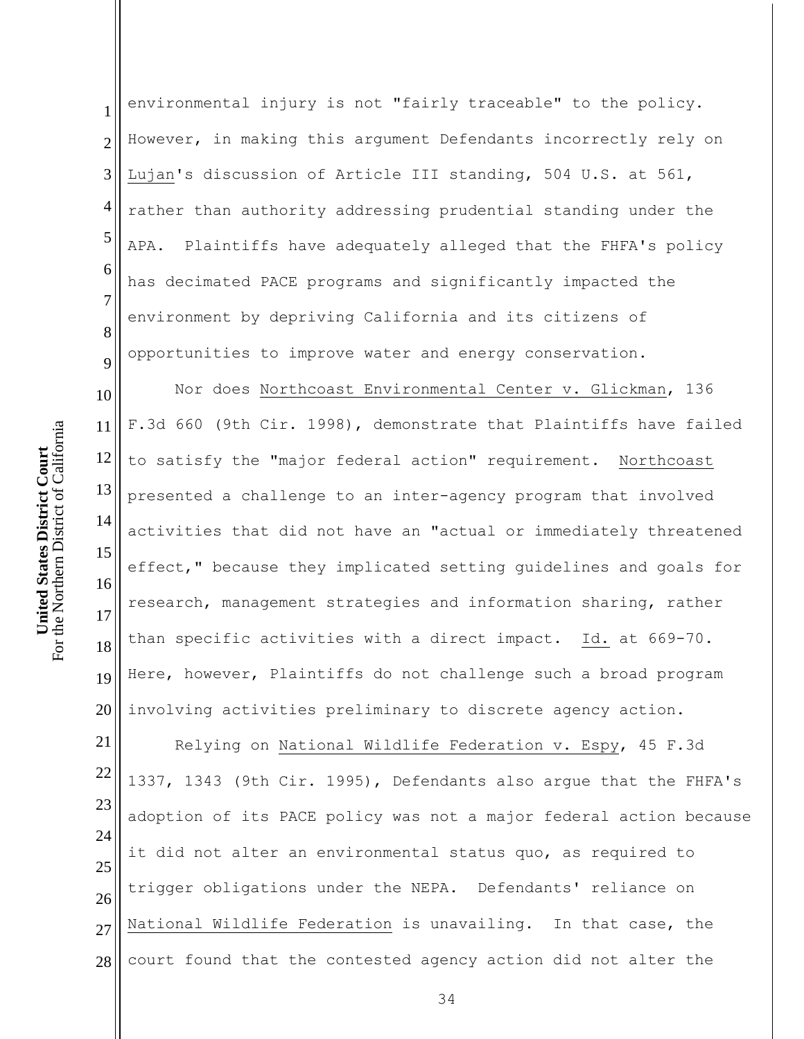environmental injury is not "fairly traceable" to the policy. However, in making this argument Defendants incorrectly rely on Lujan's discussion of Article III standing, 504 U.S. at 561, rather than authority addressing prudential standing under the APA. Plaintiffs have adequately alleged that the FHFA's policy has decimated PACE programs and significantly impacted the environment by depriving California and its citizens of opportunities to improve water and energy conservation.

Nor does Northcoast Environmental Center v. Glickman, 136 F.3d 660 (9th Cir. 1998), demonstrate that Plaintiffs have failed to satisfy the "major federal action" requirement. Northcoast presented a challenge to an inter-agency program that involved activities that did not have an "actual or immediately threatened effect," because they implicated setting guidelines and goals for research, management strategies and information sharing, rather than specific activities with a direct impact. Id. at 669-70. Here, however, Plaintiffs do not challenge such a broad program involving activities preliminary to discrete agency action.

Relying on National Wildlife Federation v. Espy, 45 F.3d 1337, 1343 (9th Cir. 1995), Defendants also argue that the FHFA's adoption of its PACE policy was not a major federal action because it did not alter an environmental status quo, as required to trigger obligations under the NEPA. Defendants' reliance on National Wildlife Federation is unavailing. In that case, the court found that the contested agency action did not alter the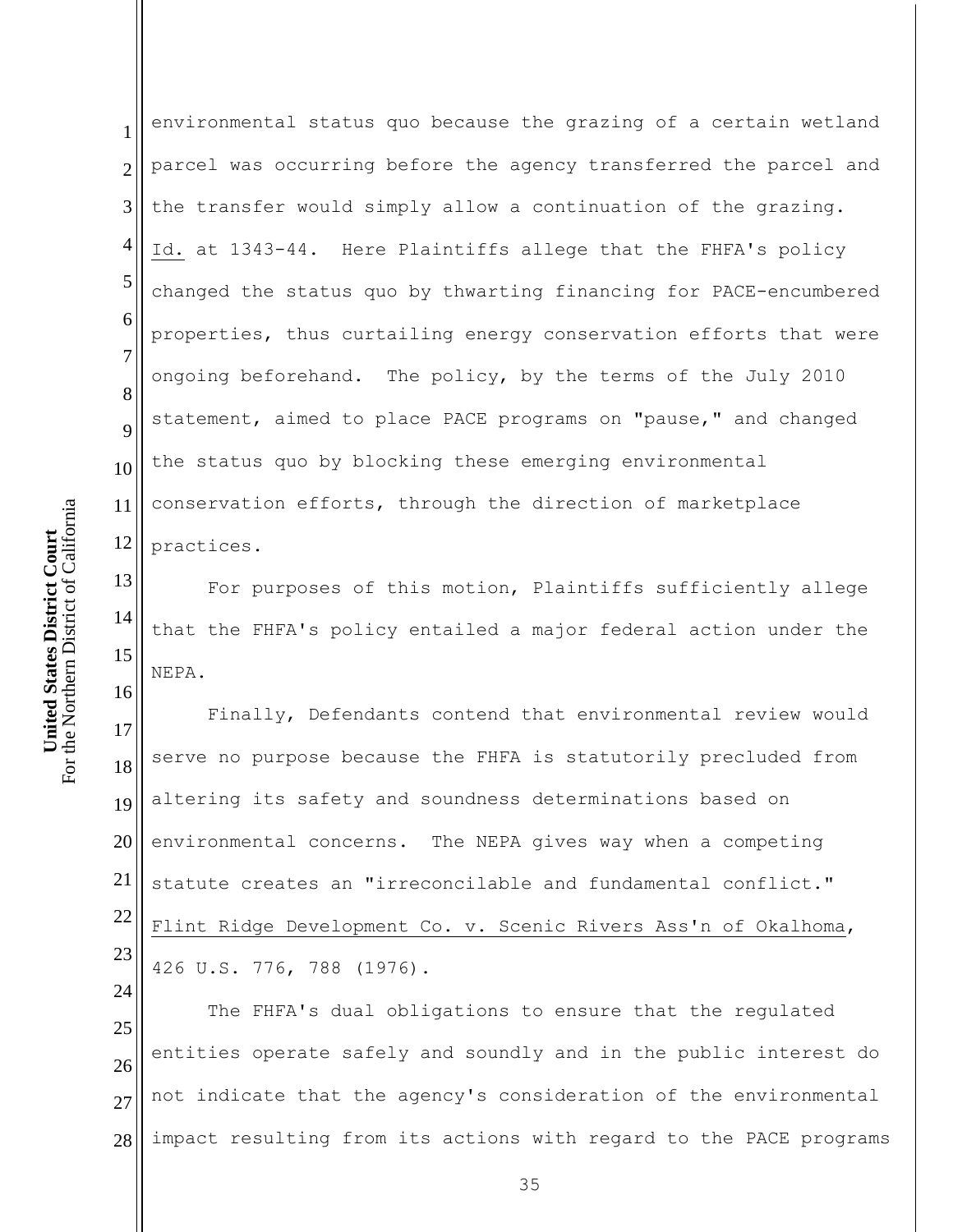environmental status quo because the grazing of a certain wetland parcel was occurring before the agency transferred the parcel and the transfer would simply allow a continuation of the grazing. Id. at 1343-44. Here Plaintiffs allege that the FHFA's policy changed the status quo by thwarting financing for PACE-encumbered properties, thus curtailing energy conservation efforts that were ongoing beforehand. The policy, by the terms of the July 2010 statement, aimed to place PACE programs on "pause," and changed the status quo by blocking these emerging environmental conservation efforts, through the direction of marketplace practices.

For purposes of this motion, Plaintiffs sufficiently allege that the FHFA's policy entailed a major federal action under the NEPA.

Finally, Defendants contend that environmental review would serve no purpose because the FHFA is statutorily precluded from altering its safety and soundness determinations based on environmental concerns. The NEPA gives way when a competing statute creates an "irreconcilable and fundamental conflict." Flint Ridge Development Co. v. Scenic Rivers Ass'n of Okalhoma, 426 U.S. 776, 788 (1976).

The FHFA's dual obligations to ensure that the regulated entities operate safely and soundly and in the public interest do not indicate that the agency's consideration of the environmental impact resulting from its actions with regard to the PACE programs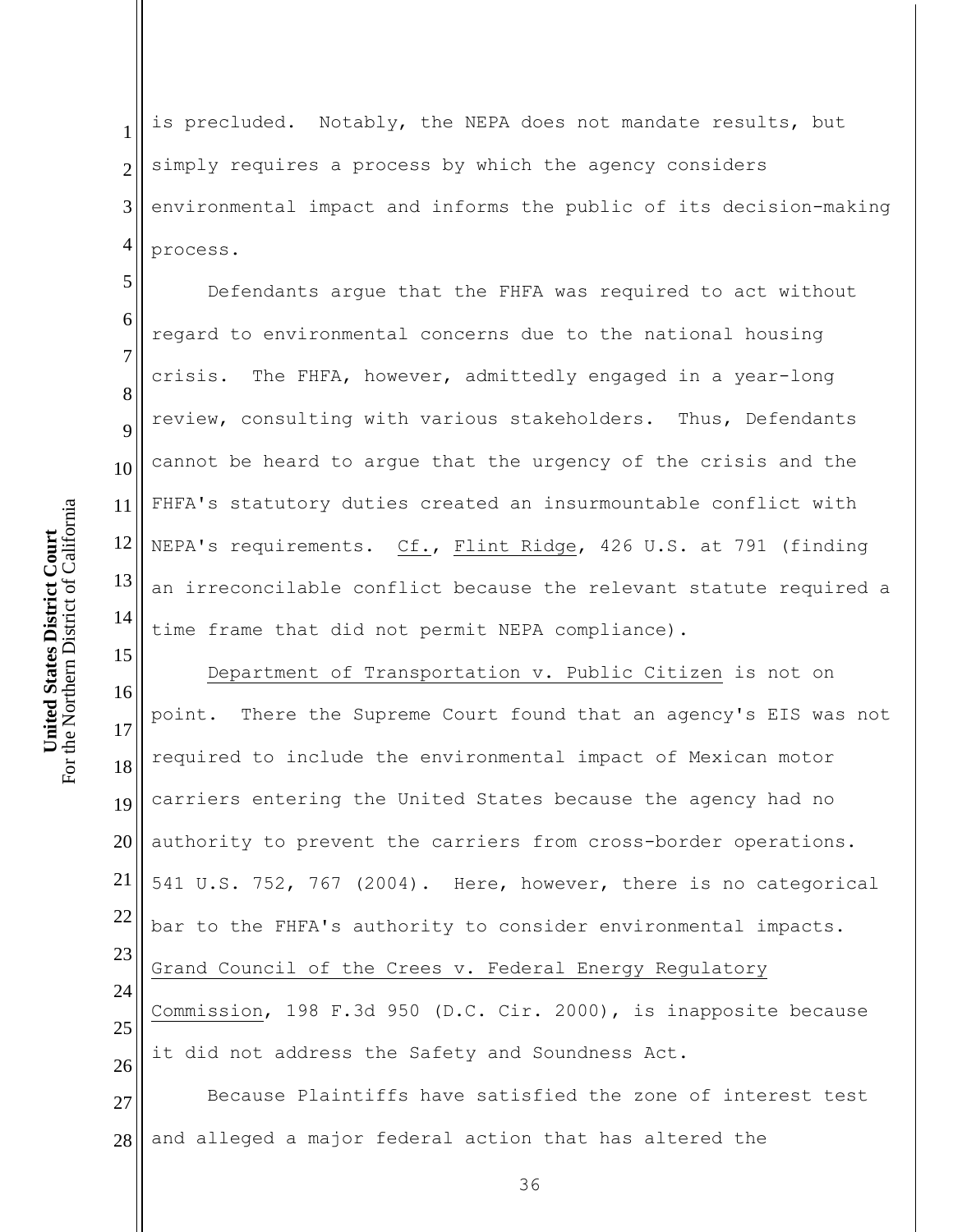is precluded. Notably, the NEPA does not mandate results, but simply requires a process by which the agency considers environmental impact and informs the public of its decision-making process.

Defendants argue that the FHFA was required to act without regard to environmental concerns due to the national housing crisis. The FHFA, however, admittedly engaged in a year-long review, consulting with various stakeholders. Thus, Defendants cannot be heard to argue that the urgency of the crisis and the FHFA's statutory duties created an insurmountable conflict with NEPA's requirements. Cf., Flint Ridge, 426 U.S. at 791 (finding an irreconcilable conflict because the relevant statute required a time frame that did not permit NEPA compliance).

Department of Transportation v. Public Citizen is not on point. There the Supreme Court found that an agency's EIS was not required to include the environmental impact of Mexican motor carriers entering the United States because the agency had no authority to prevent the carriers from cross-border operations. 541 U.S. 752, 767 (2004). Here, however, there is no categorical bar to the FHFA's authority to consider environmental impacts. Grand Council of the Crees v. Federal Energy Regulatory Commission, 198 F.3d 950 (D.C. Cir. 2000), is inapposite because it did not address the Safety and Soundness Act.

Because Plaintiffs have satisfied the zone of interest test and alleged a major federal action that has altered the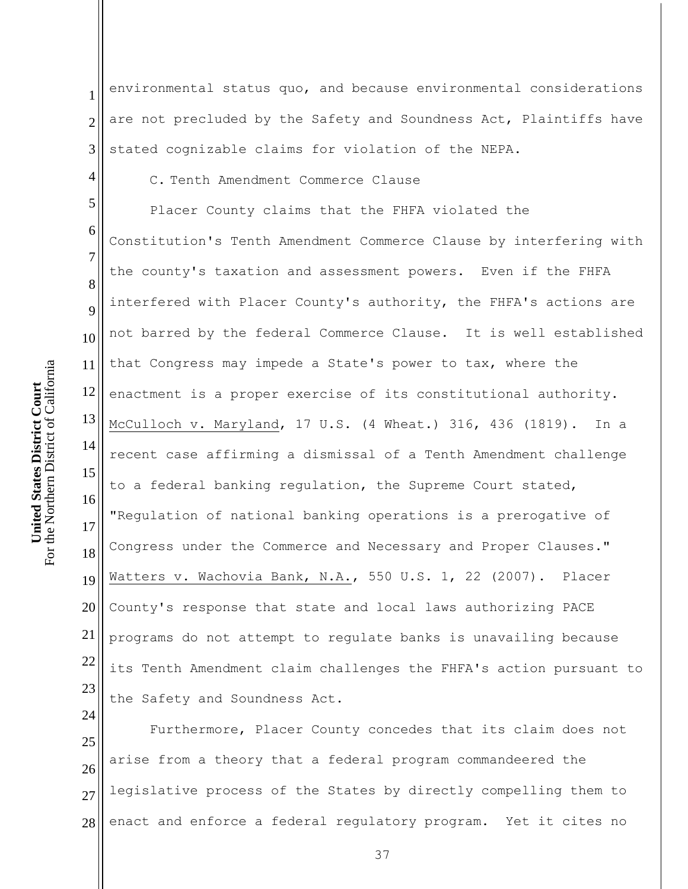environmental status quo, and because environmental considerations are not precluded by the Safety and Soundness Act, Plaintiffs have stated cognizable claims for violation of the NEPA.

C. Tenth Amendment Commerce Clause

Placer County claims that the FHFA violated the Constitution's Tenth Amendment Commerce Clause by interfering with the county's taxation and assessment powers. Even if the FHFA interfered with Placer County's authority, the FHFA's actions are not barred by the federal Commerce Clause. It is well established that Congress may impede a State's power to tax, where the enactment is a proper exercise of its constitutional authority. McCulloch v. Maryland, 17 U.S. (4 Wheat.) 316, 436 (1819). In a recent case affirming a dismissal of a Tenth Amendment challenge to a federal banking regulation, the Supreme Court stated, "Regulation of national banking operations is a prerogative of Congress under the Commerce and Necessary and Proper Clauses." Watters v. Wachovia Bank, N.A., 550 U.S. 1, 22 (2007). Placer County's response that state and local laws authorizing PACE programs do not attempt to regulate banks is unavailing because its Tenth Amendment claim challenges the FHFA's action pursuant to the Safety and Soundness Act.

Furthermore, Placer County concedes that its claim does not arise from a theory that a federal program commandeered the legislative process of the States by directly compelling them to enact and enforce a federal regulatory program. Yet it cites no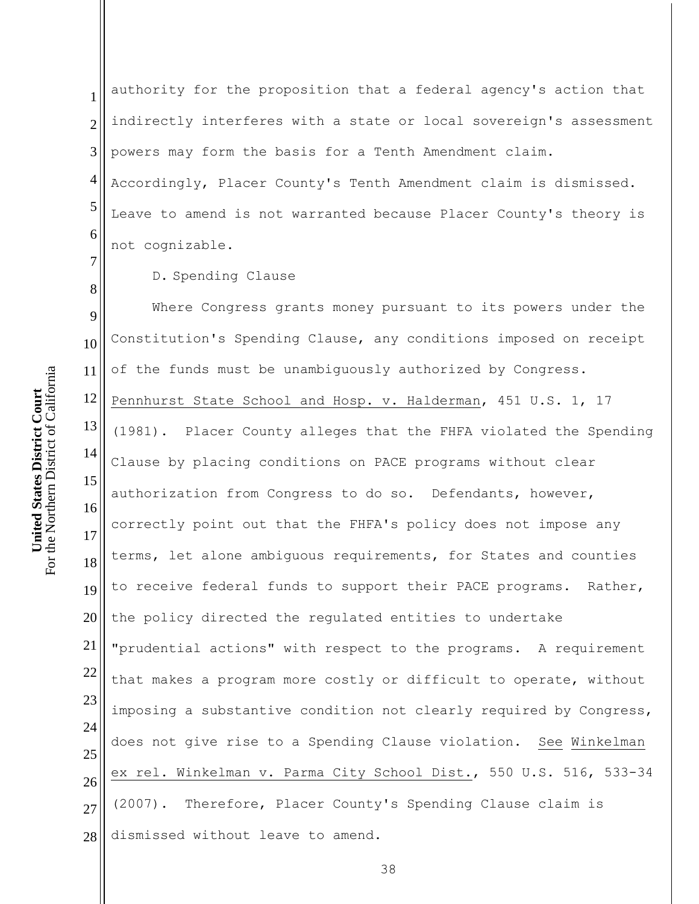authority for the proposition that a federal agency's action that indirectly interferes with a state or local sovereign's assessment powers may form the basis for a Tenth Amendment claim. Accordingly, Placer County's Tenth Amendment claim is dismissed. Leave to amend is not warranted because Placer County's theory is not cognizable.

D. Spending Clause

Where Congress grants money pursuant to its powers under the Constitution's Spending Clause, any conditions imposed on receipt of the funds must be unambiguously authorized by Congress. Pennhurst State School and Hosp. v. Halderman, 451 U.S. 1, 17 (1981). Placer County alleges that the FHFA violated the Spending Clause by placing conditions on PACE programs without clear authorization from Congress to do so. Defendants, however, correctly point out that the FHFA's policy does not impose any terms, let alone ambiguous requirements, for States and counties to receive federal funds to support their PACE programs. Rather, the policy directed the regulated entities to undertake "prudential actions" with respect to the programs. A requirement that makes a program more costly or difficult to operate, without imposing a substantive condition not clearly required by Congress, does not give rise to a Spending Clause violation. See Winkelman ex rel. Winkelman v. Parma City School Dist., 550 U.S. 516, 533-34 (2007). Therefore, Placer County's Spending Clause claim is dismissed without leave to amend.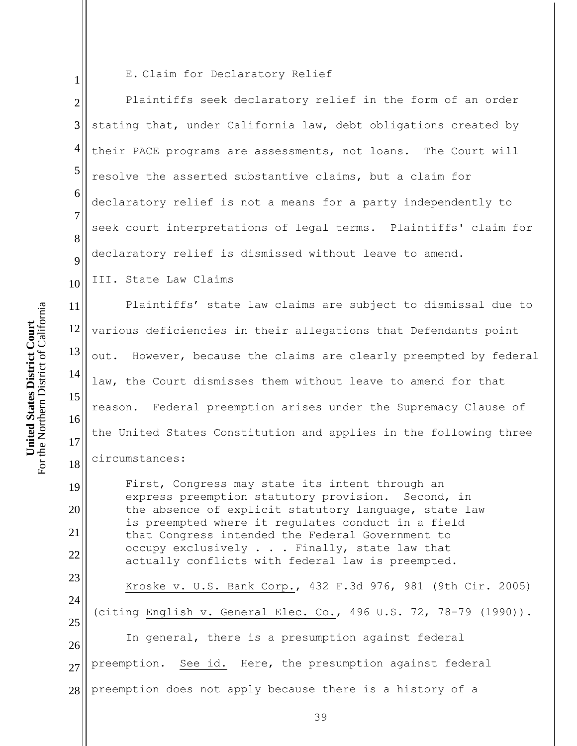E. Claim for Declaratory Relief

Plaintiffs seek declaratory relief in the form of an order stating that, under California law, debt obligations created by their PACE programs are assessments, not loans. The Court will resolve the asserted substantive claims, but a claim for declaratory relief is not a means for a party independently to seek court interpretations of legal terms. Plaintiffs' claim for declaratory relief is dismissed without leave to amend.

III. State Law Claims

Plaintiffs' state law claims are subject to dismissal due to various deficiencies in their allegations that Defendants point out. However, because the claims are clearly preempted by federal law, the Court dismisses them without leave to amend for that reason. Federal preemption arises under the Supremacy Clause of the United States Constitution and applies in the following three circumstances:

> First, Congress may state its intent through an express preemption statutory provision. Second, in the absence of explicit statutory language, state law is preempted where it regulates conduct in a field that Congress intended the Federal Government to occupy exclusively . . . Finally, state law that actually conflicts with federal law is preempted.

Kroske v. U.S. Bank Corp., 432 F.3d 976, 981 (9th Cir. 2005) (citing English v. General Elec. Co., 496 U.S. 72, 78-79 (1990)).

In general, there is a presumption against federal preemption. See id. Here, the presumption against federal preemption does not apply because there is a history of a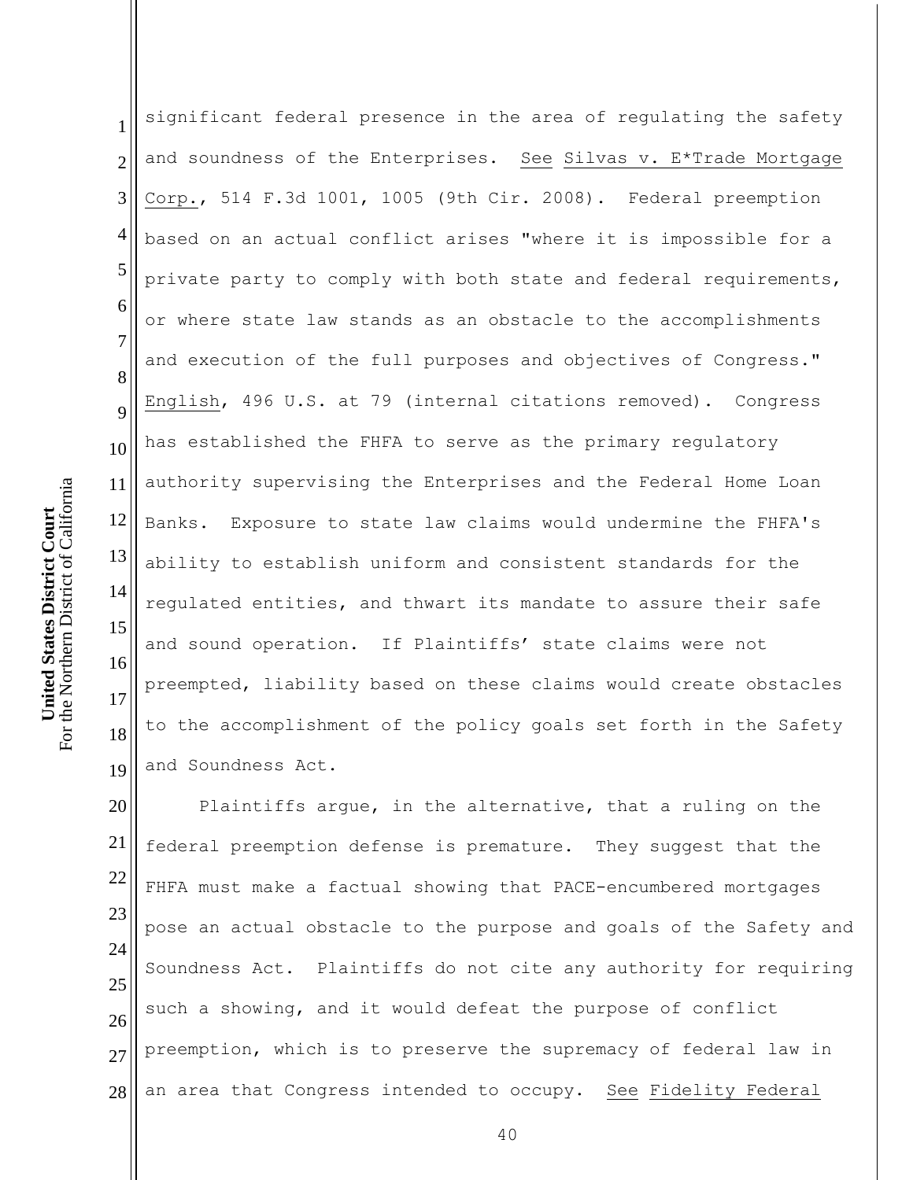significant federal presence in the area of regulating the safety and soundness of the Enterprises. See Silvas v. E*Trade Mortgage Corp., 514 F.3d 1001, 1005 (9th Cir. 2008). Federal preemption based on an actual conflict arises "where it is impossible for a private party to comply with both state and federal requirements, or where state law stands as an obstacle to the accomplishments and execution of the full purposes and objectives of Congress." English, 496 U.S. at 79 (internal citations removed). Congress has established the FHFA to serve as the primary regulatory authority supervising the Enterprises and the Federal Home Loan Banks. Exposure to state law claims would undermine the FHFA's ability to establish uniform and consistent standards for the regulated entities, and thwart its mandate to assure their safe and sound operation. If Plaintiffs' state claims were not preempted, liability based on these claims would create obstacles to the accomplishment of the policy goals set forth in the Safety and Soundness Act.

Plaintiffs argue, in the alternative, that a ruling on the federal preemption defense is premature. They suggest that the FHFA must make a factual showing that PACE-encumbered mortgages pose an actual obstacle to the purpose and goals of the Safety and Soundness Act. Plaintiffs do not cite any authority for requiring such a showing, and it would defeat the purpose of conflict preemption, which is to preserve the supremacy of federal law in an area that Congress intended to occupy. See Fidelity Federal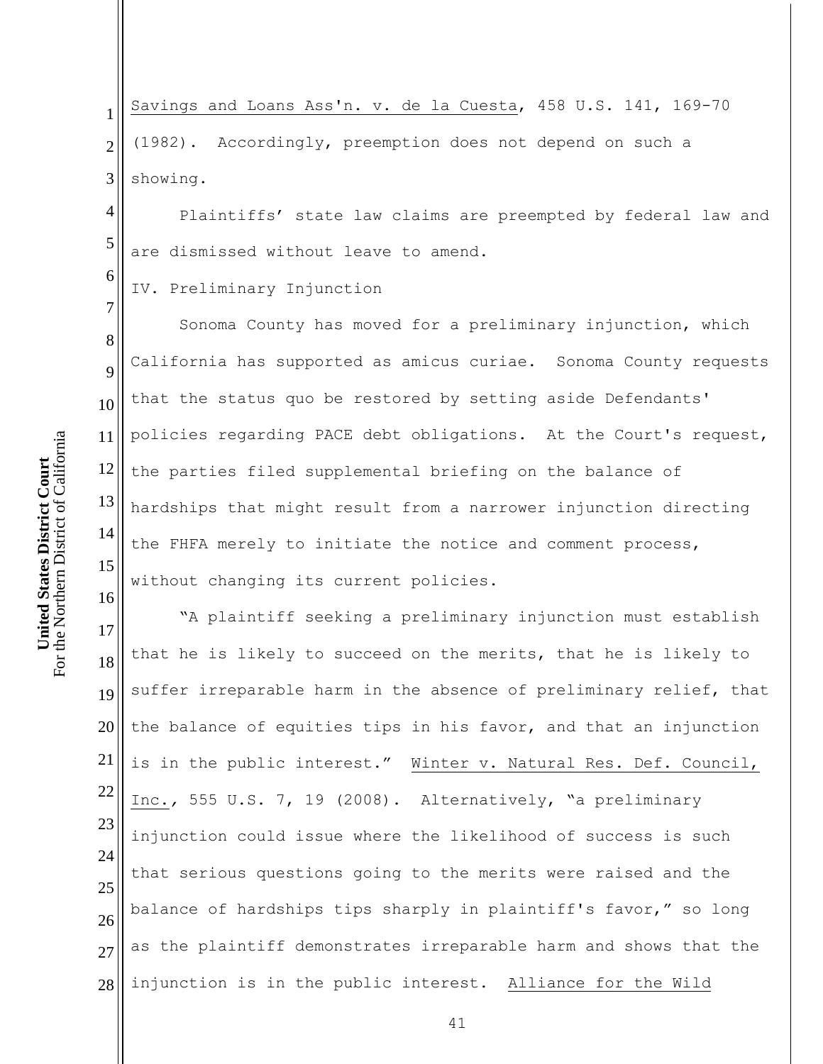Savings and Loans Ass'n. v. de la Cuesta, 458 U.S. 141, 169-70 (1982). Accordingly, preemption does not depend on such a showing.

Plaintiffs' state law claims are preempted by federal law and are dismissed without leave to amend.

IV. Preliminary Injunction

Sonoma County has moved for a preliminary injunction, which California has supported as amicus curiae. Sonoma County requests that the status quo be restored by setting aside Defendants' policies regarding PACE debt obligations. At the Court's request, the parties filed supplemental briefing on the balance of hardships that might result from a narrower injunction directing the FHFA merely to initiate the notice and comment process, without changing its current policies.

"A plaintiff seeking a preliminary injunction must establish that he is likely to succeed on the merits, that he is likely to suffer irreparable harm in the absence of preliminary relief, that the balance of equities tips in his favor, and that an injunction is in the public interest." Winter v. Natural Res. Def. Council, Inc., 555 U.S. 7, 19 (2008). Alternatively, "a preliminary injunction could issue where the likelihood of success is such that serious questions going to the merits were raised and the balance of hardships tips sharply in plaintiff's favor," so long as the plaintiff demonstrates irreparable harm and shows that the injunction is in the public interest. Alliance for the Wild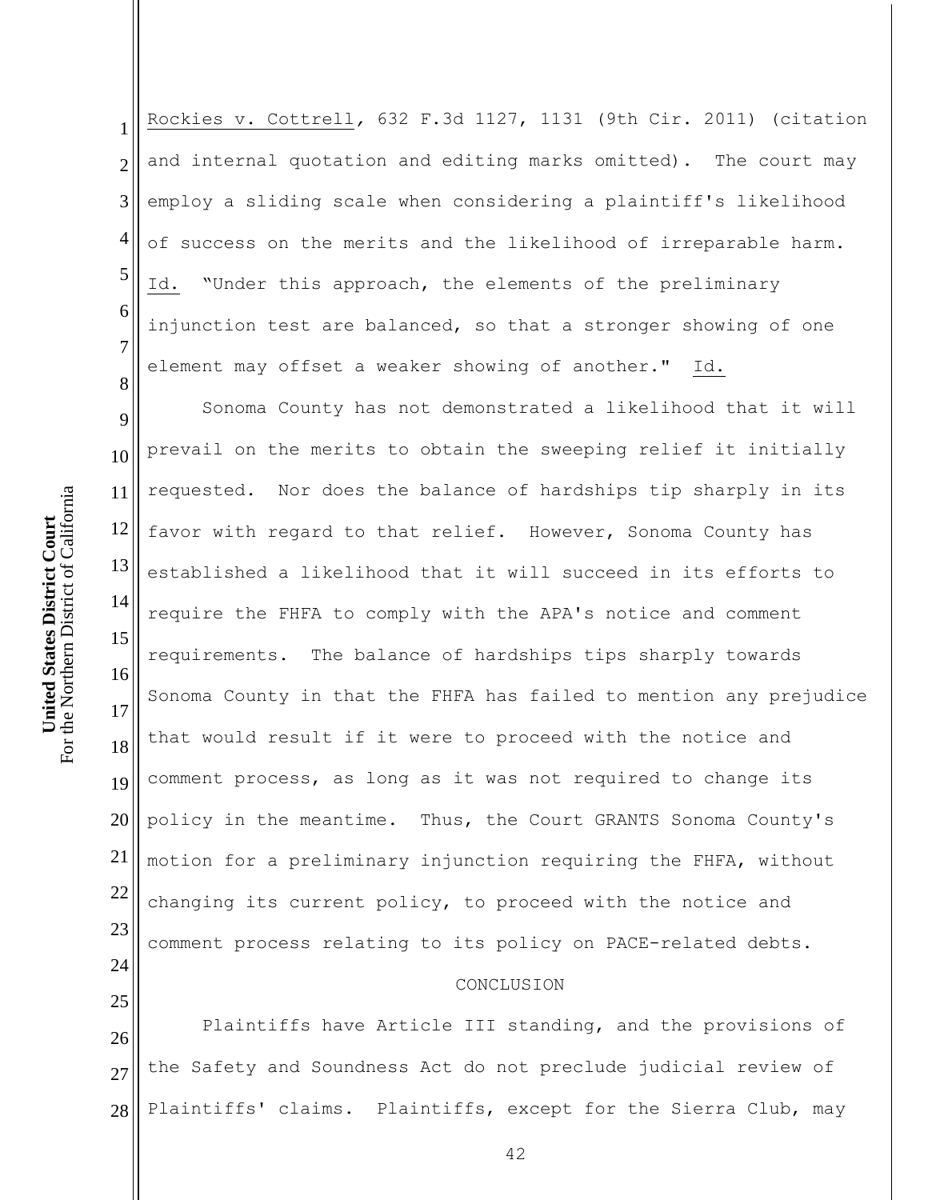Rockies v. Cottrell, 632 F.3d 1127, 1131 (9th Cir. 2011) (citation and internal quotation and editing marks omitted). The court may employ a sliding scale when considering a plaintiff's likelihood of success on the merits and the likelihood of irreparable harm. Id. "Under this approach, the elements of the preliminary injunction test are balanced, so that a stronger showing of one element may offset a weaker showing of another." Id.

Sonoma County has not demonstrated a likelihood that it will prevail on the merits to obtain the sweeping relief it initially requested. Nor does the balance of hardships tip sharply in its favor with regard to that relief. However, Sonoma County has established a likelihood that it will succeed in its efforts to require the FHFA to comply with the APA's notice and comment requirements. The balance of hardships tips sharply towards Sonoma County in that the FHFA has failed to mention any prejudice that would result if it were to proceed with the notice and comment process, as long as it was not required to change its policy in the meantime. Thus, the Court GRANTS Sonoma County's motion for a preliminary injunction requiring the FHFA, without changing its current policy, to proceed with the notice and comment process relating to its policy on PACE-related debts.

## CONCLUSION

Plaintiffs have Article III standing, and the provisions of the Safety and Soundness Act do not preclude judicial review of Plaintiffs' claims. Plaintiffs, except for the Sierra Club, may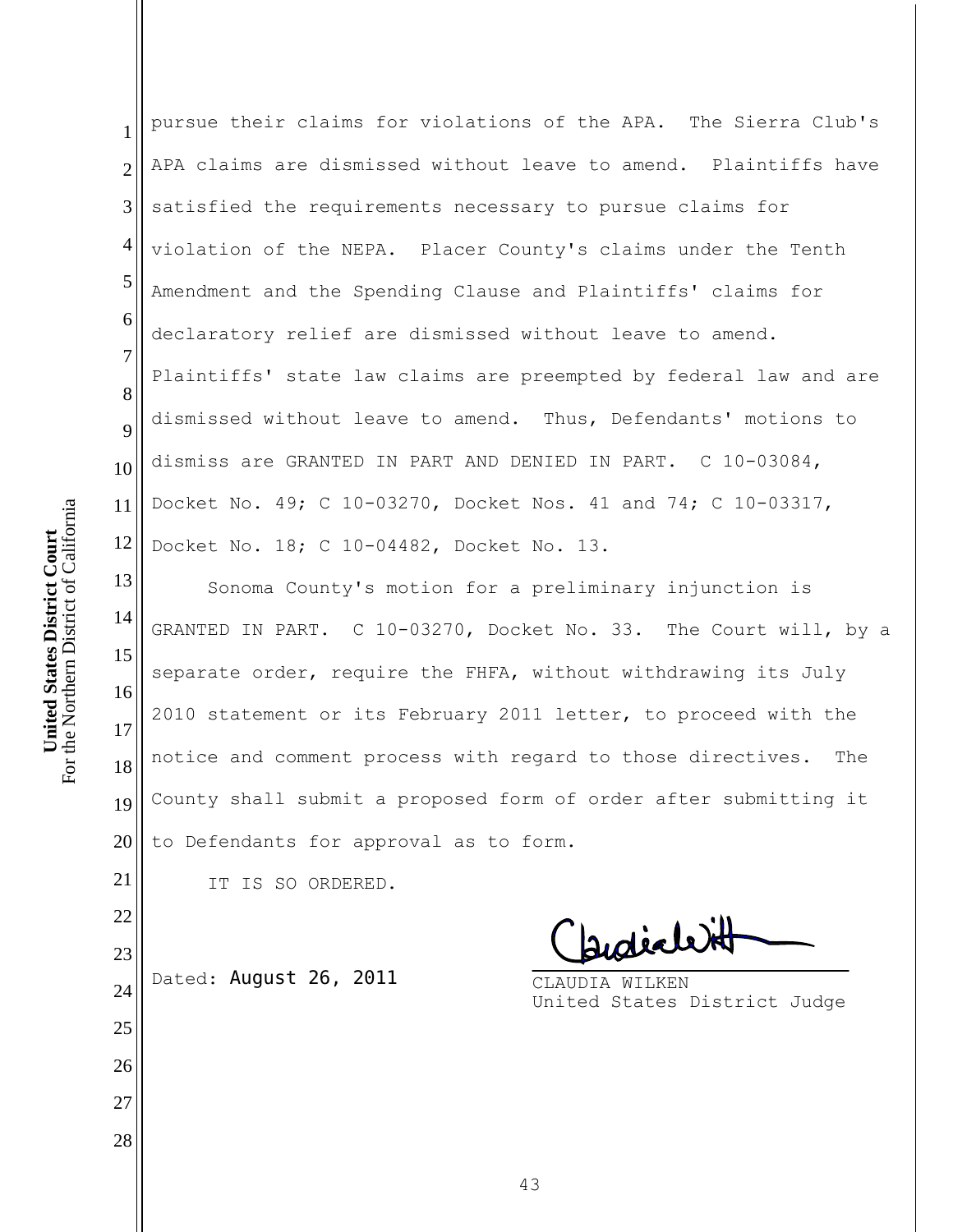pursue their claims for violations of the APA. The Sierra Club's APA claims are dismissed without leave to amend. Plaintiffs have satisfied the requirements necessary to pursue claims for violation of the NEPA. Placer County's claims under the Tenth Amendment and the Spending Clause and Plaintiffs' claims for declaratory relief are dismissed without leave to amend. Plaintiffs' state law claims are preempted by federal law and are dismissed without leave to amend. Thus, Defendants' motions to dismiss are GRANTED IN PART AND DENIED IN PART. C 10-03084, Docket No. 49; C 10-03270, Docket Nos. 41 and 74; C 10-03317, Docket No. 18; C 10-04482, Docket No. 13.

Sonoma County's motion for a preliminary injunction is GRANTED IN PART. C 10-03270, Docket No. 33. The Court will, by a separate order, require the FHFA, without withdrawing its July 2010 statement or its February 2011 letter, to proceed with the notice and comment process with regard to those directives. The County shall submit a proposed form of order after submitting it to Defendants for approval as to form.

IT IS SO ORDERED.

Dated: August 26, 2011

CLAUDIA WILKEN
United States District Judge